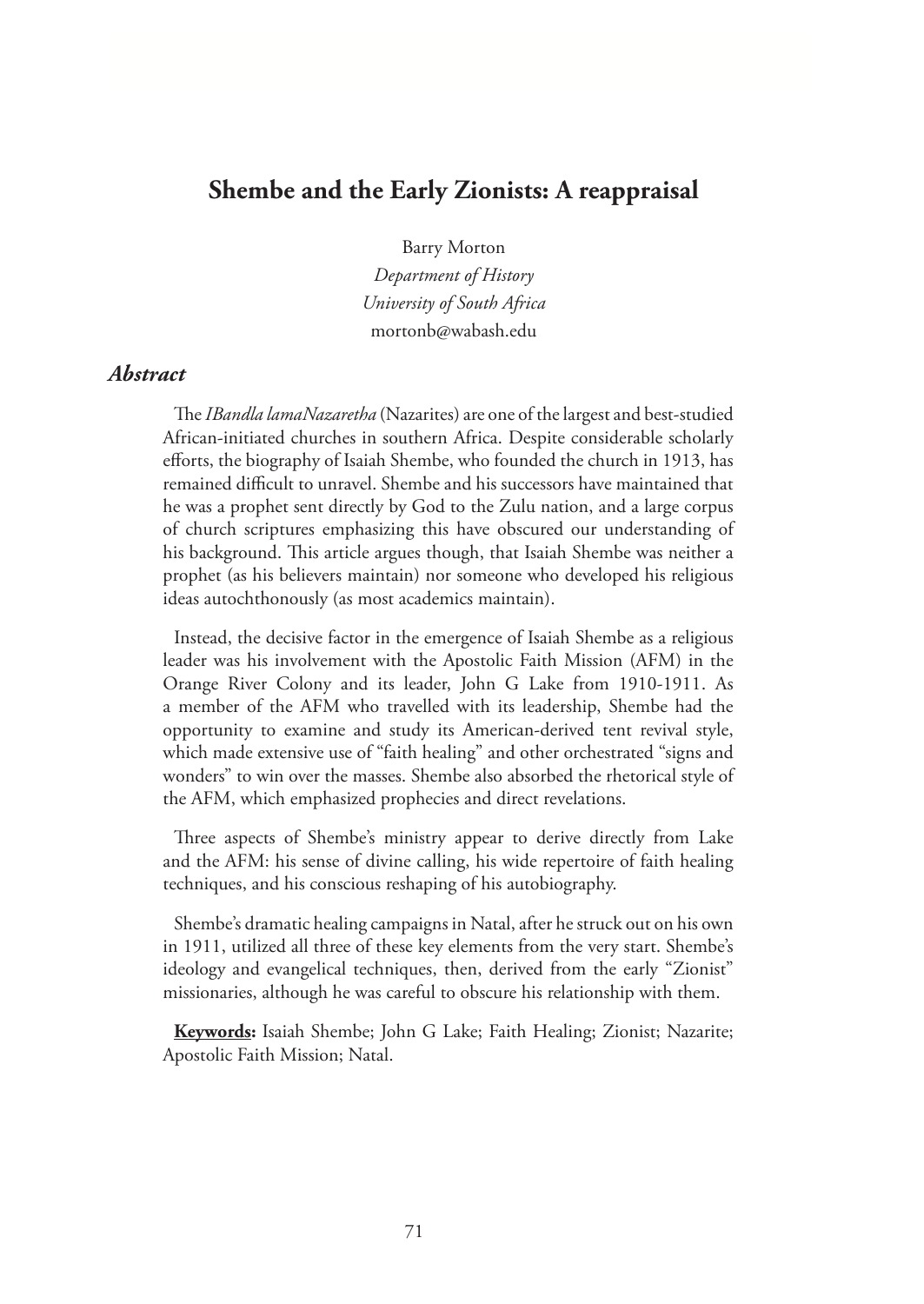# Shembe and the Early Zionists: A reappraisal

Barry Morton

*Department of History*

*University of South Africa*

mortonb@wabash.edu

## *Abstract*

The *IBandla lamaNazaretha* (Nazarites) are one of the largest and best-studied African-initiated churches in southern Africa. Despite considerable scholarly efforts, the biography of Isaiah Shembe, who founded the church in 1913, has remained difficult to unravel. Shembe and his successors have maintained that he was a prophet sent directly by God to the Zulu nation, and a large corpus of church scriptures emphasizing this have obscured our understanding of his background. This article argues though, that Isaiah Shembe was neither a prophet (as his believers maintain) nor someone who developed his religious ideas autochthonously (as most academics maintain).

Instead, the decisive factor in the emergence of Isaiah Shembe as a religious leader was his involvement with the Apostolic Faith Mission (AFM) in the Orange River Colony and its leader, John G Lake from 1910-1911. As a member of the AFM who travelled with its leadership, Shembe had the opportunity to examine and study its American-derived tent revival style, which made extensive use of "faith healing" and other orchestrated "signs and wonders" to win over the masses. Shembe also absorbed the rhetorical style of the AFM, which emphasized prophecies and direct revelations.

Three aspects of Shembe's ministry appear to derive directly from Lake and the AFM: his sense of divine calling, his wide repertoire of faith healing techniques, and his conscious reshaping of his autobiography.

Shembe's dramatic healing campaigns in Natal, after he struck out on his own in 1911, utilized all three of these key elements from the very start. Shembe's ideology and evangelical techniques, then, derived from the early "Zionist" missionaries, although he was careful to obscure his relationship with them.

**Keywords:** Isaiah Shembe; John G Lake; Faith Healing; Zionist; Nazarite; Apostolic Faith Mission; Natal.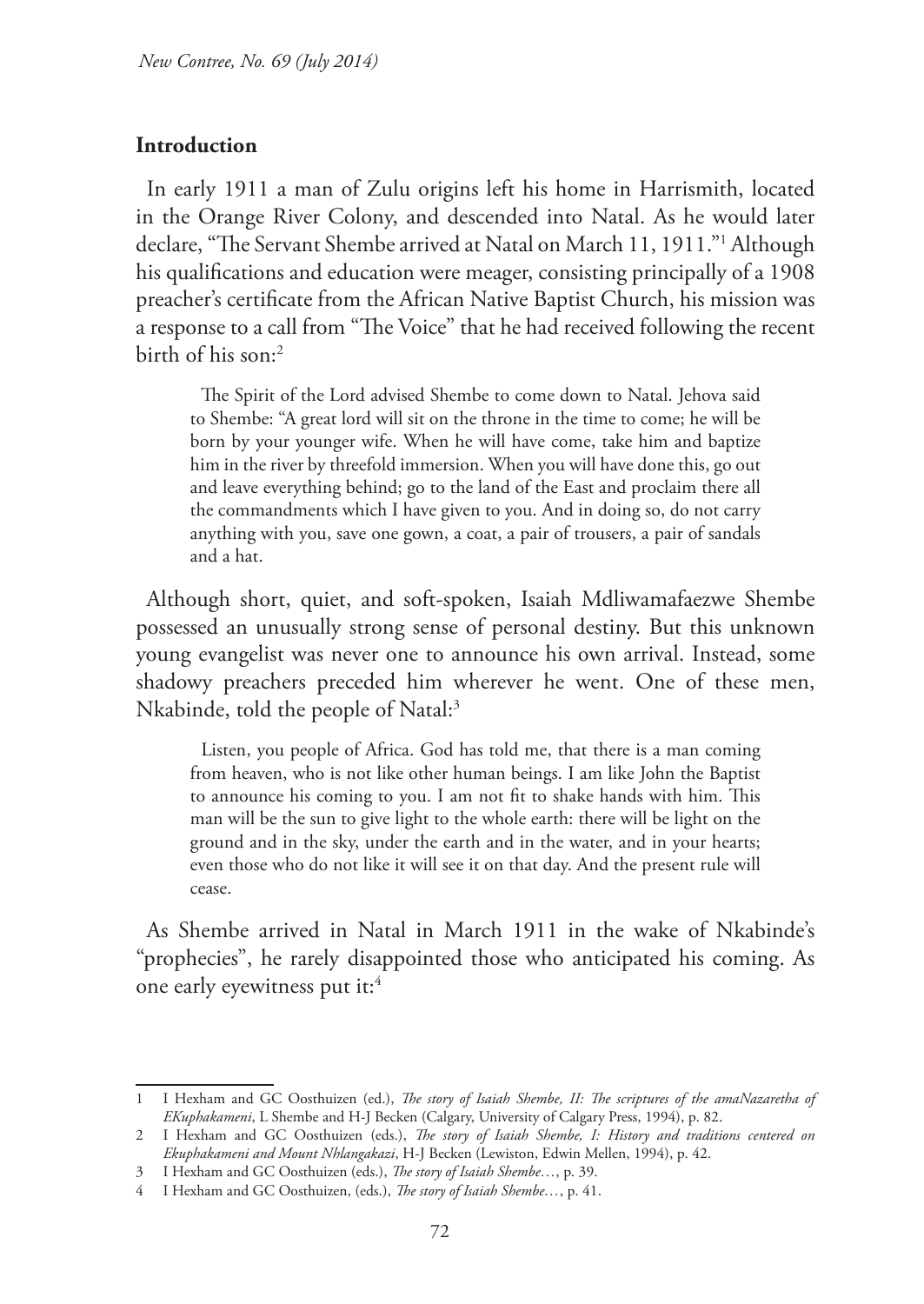## Introduction

In early 1911 a man of Zulu origins left his home in Harrismith, located in the Orange River Colony, and descended into Natal. As he would later declare, "The Servant Shembe arrived at Natal on March 11, 1911."[1] Although his qualifications and education were meager, consisting principally of a 1908 preacher's certificate from the African Native Baptist Church, his mission was a response to a call from "The Voice" that he had received following the recent birth of his son:[2]

> The Spirit of the Lord advised Shembe to come down to Natal. Jehova said to Shembe: "A great lord will sit on the throne in the time to come; he will be born by your younger wife. When he will have come, take him and baptize him in the river by threefold immersion. When you will have done this, go out and leave everything behind; go to the land of the East and proclaim there all the commandments which I have given to you. And in doing so, do not carry anything with you, save one gown, a coat, a pair of trousers, a pair of sandals and a hat.

Although short, quiet, and soft-spoken, Isaiah Mdliwamafaezwe Shembe possessed an unusually strong sense of personal destiny. But this unknown young evangelist was never one to announce his own arrival. Instead, some shadowy preachers preceded him wherever he went. One of these men, Nkabinde, told the people of Natal:[3]

> Listen, you people of Africa. God has told me, that there is a man coming from heaven, who is not like other human beings. I am like John the Baptist to announce his coming to you. I am not fit to shake hands with him. This man will be the sun to give light to the whole earth: there will be light on the ground and in the sky, under the earth and in the water, and in your hearts; even those who do not like it will see it on that day. And the present rule will cease.

As Shembe arrived in Natal in March 1911 in the wake of Nkabinde's "prophecies", he rarely disappointed those who anticipated his coming. As one early eyewitness put it:[4]

---

1 I Hexham and GC Oosthuizen (ed.), *The story of Isaiah Shembe, II: The scriptures of the amaNazaretha of EKuphakameni*, L Shembe and H-J Becken (Calgary, University of Calgary Press, 1994), p. 82.

2 I Hexham and GC Oosthuizen (eds.), *The story of Isaiah Shembe, I: History and traditions centered on Ekuphakameni and Mount Nhlangakazi*, H-J Becken (Lewiston, Edwin Mellen, 1994), p. 42.

3 I Hexham and GC Oosthuizen (eds.), *The story of Isaiah Shembe…*, p. 39.

4 I Hexham and GC Oosthuizen, (eds.), *The story of Isaiah Shembe…*, p. 41.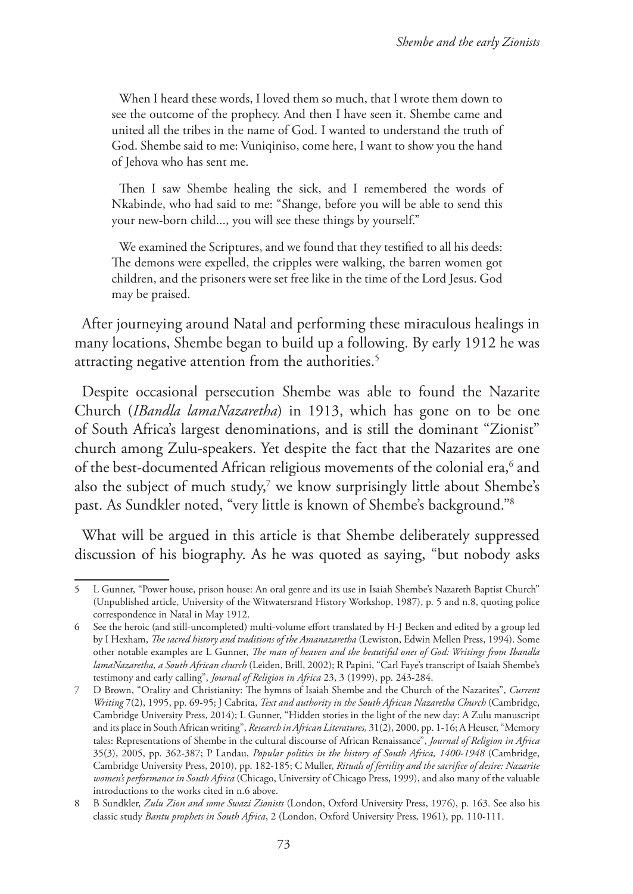> When I heard these words, I loved them so much, that I wrote them down to see the outcome of the prophecy. And then I have seen it. Shembe came and united all the tribes in the name of God. I wanted to understand the truth of God. Shembe said to me: Vuniqiniso, come here, I want to show you the hand of Jehova who has sent me.
>
> Then I saw Shembe healing the sick, and I remembered the words of Nkabinde, who had said to me: "Shange, before you will be able to send this your new-born child..., you will see these things by yourself."
>
> We examined the Scriptures, and we found that they testified to all his deeds: The demons were expelled, the cripples were walking, the barren women got children, and the prisoners were set free like in the time of the Lord Jesus. God may be praised.

After journeying around Natal and performing these miraculous healings in many locations, Shembe began to build up a following. By early 1912 he was attracting negative attention from the authorities.[5]

Despite occasional persecution Shembe was able to found the Nazarite Church (*IBandla lamaNazaretha*) in 1913, which has gone on to be one of South Africa's largest denominations, and is still the dominant "Zionist" church among Zulu-speakers. Yet despite the fact that the Nazarites are one of the best-documented African religious movements of the colonial era,[6] and also the subject of much study,[7] we know surprisingly little about Shembe's past. As Sundkler noted, "very little is known of Shembe's background."[8]

What will be argued in this article is that Shembe deliberately suppressed discussion of his biography. As he was quoted as saying, "but nobody asks

---

5 L Gunner, "Power house, prison house: An oral genre and its use in Isaiah Shembe's Nazareth Baptist Church" (Unpublished article, University of the Witwatersrand History Workshop, 1987), p. 5 and n.8, quoting police correspondence in Natal in May 1912.

6 See the heroic (and still-uncompleted) multi-volume effort translated by H-J Becken and edited by a group led by I Hexham, *The sacred history and traditions of the Amanazaretha* (Lewiston, Edwin Mellen Press, 1994). Some other notable examples are L Gunner, *The man of heaven and the beautiful ones of God: Writings from Ibandla lamaNazaretha, a South African church* (Leiden, Brill, 2002); R Papini, "Carl Faye's transcript of Isaiah Shembe's testimony and early calling", *Journal of Religion in Africa* 23, 3 (1999), pp. 243-284.

7 D Brown, "Orality and Christianity: The hymns of Isaiah Shembe and the Church of the Nazarites", *Current Writing* 7(2), 1995, pp. 69-95; J Cabrita, *Text and authority in the South African Nazaretha Church* (Cambridge, Cambridge University Press, 2014); L Gunner, "Hidden stories in the light of the new day: A Zulu manuscript and its place in South African writing", *Research in African Literatures,* 31(2), 2000, pp. 1-16; A Heuser, "Memory tales: Representations of Shembe in the cultural discourse of African Renaissance", *Journal of Religion in Africa* 35(3), 2005, pp. 362-387; P Landau, *Popular politics in the history of South Africa, 1400-1948* (Cambridge, Cambridge University Press, 2010), pp. 182-185; C Muller, *Rituals of fertility and the sacrifice of desire: Nazarite women's performance in South Africa* (Chicago, University of Chicago Press, 1999), and also many of the valuable introductions to the works cited in n.6 above.

8 B Sundkler, *Zulu Zion and some Swazi Zionists* (London, Oxford University Press, 1976), p. 163. See also his classic study *Bantu prophets in South Africa*, 2 (London, Oxford University Press, 1961), pp. 110-111.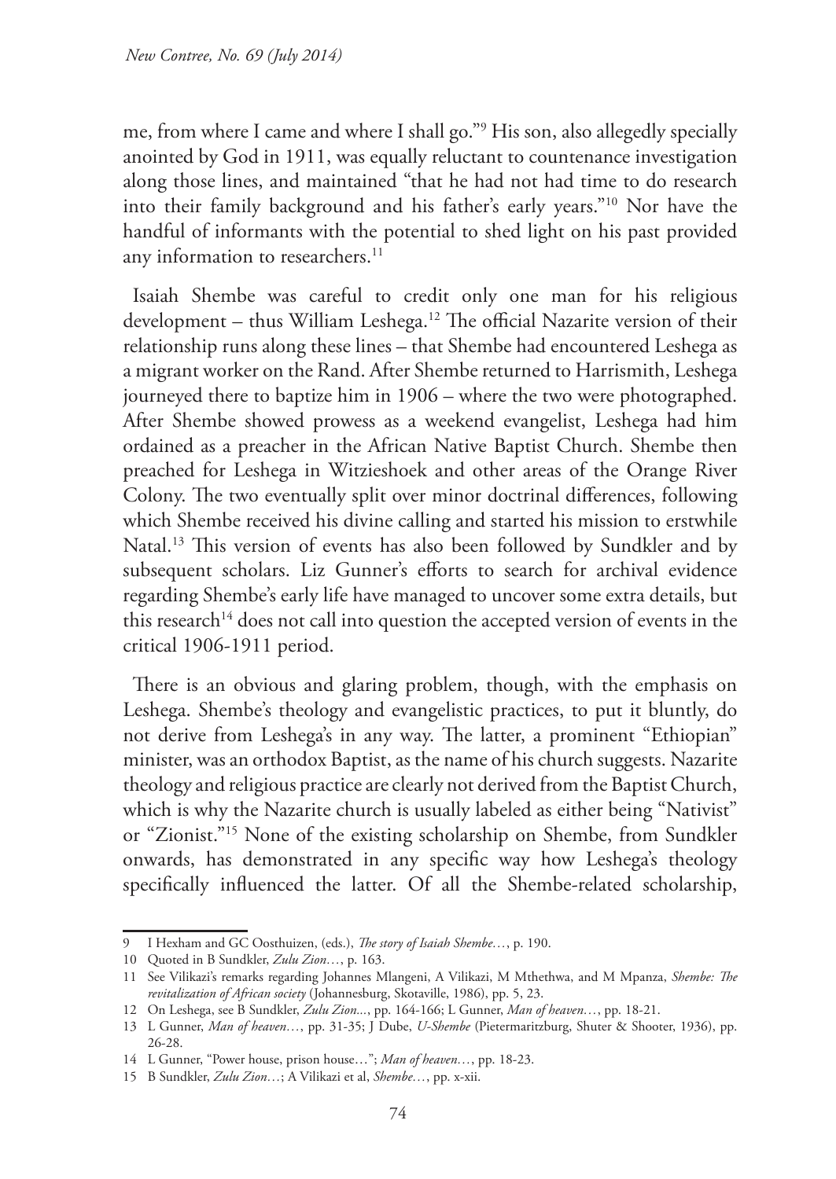me, from where I came and where I shall go."[9] His son, also allegedly specially anointed by God in 1911, was equally reluctant to countenance investigation along those lines, and maintained "that he had not had time to do research into their family background and his father's early years."[10] Nor have the handful of informants with the potential to shed light on his past provided any information to researchers.[11]

Isaiah Shembe was careful to credit only one man for his religious development – thus William Leshega.[12] The official Nazarite version of their relationship runs along these lines – that Shembe had encountered Leshega as a migrant worker on the Rand. After Shembe returned to Harrismith, Leshega journeyed there to baptize him in 1906 – where the two were photographed. After Shembe showed prowess as a weekend evangelist, Leshega had him ordained as a preacher in the African Native Baptist Church. Shembe then preached for Leshega in Witzieshoek and other areas of the Orange River Colony. The two eventually split over minor doctrinal differences, following which Shembe received his divine calling and started his mission to erstwhile Natal.[13] This version of events has also been followed by Sundkler and by subsequent scholars. Liz Gunner's efforts to search for archival evidence regarding Shembe's early life have managed to uncover some extra details, but this research[14] does not call into question the accepted version of events in the critical 1906-1911 period.

There is an obvious and glaring problem, though, with the emphasis on Leshega. Shembe's theology and evangelistic practices, to put it bluntly, do not derive from Leshega's in any way. The latter, a prominent "Ethiopian" minister, was an orthodox Baptist, as the name of his church suggests. Nazarite theology and religious practice are clearly not derived from the Baptist Church, which is why the Nazarite church is usually labeled as either being "Nativist" or "Zionist."[15] None of the existing scholarship on Shembe, from Sundkler onwards, has demonstrated in any specific way how Leshega's theology specifically influenced the latter. Of all the Shembe-related scholarship,

---

9 I Hexham and GC Oosthuizen, (eds.), *The story of Isaiah Shembe…*, p. 190.

10 Quoted in B Sundkler, *Zulu Zion…*, p. 163.

11 See Vilikazi's remarks regarding Johannes Mlangeni, A Vilikazi, M Mthethwa, and M Mpanza, *Shembe: The revitalization of African society* (Johannesburg, Skotaville, 1986), pp. 5, 23.

12 On Leshega, see B Sundkler, *Zulu Zion...*, pp. 164-166; L Gunner, *Man of heaven…*, pp. 18-21.

13 L Gunner, *Man of heaven…*, pp. 31-35; J Dube, *U-Shembe* (Pietermaritzburg, Shuter & Shooter, 1936), pp. 26-28.

14 L Gunner, "Power house, prison house…"; *Man of heaven…*, pp. 18-23.

15 B Sundkler, *Zulu Zion…*; A Vilikazi et al, *Shembe…*, pp. x-xii.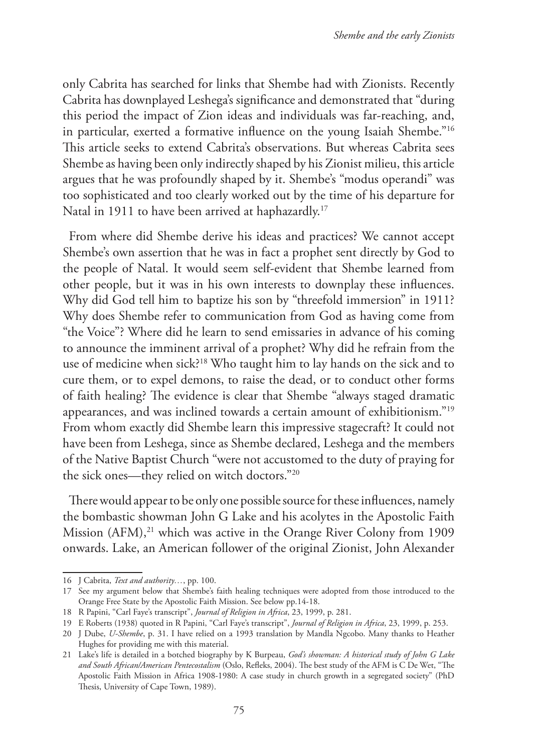only Cabrita has searched for links that Shembe had with Zionists. Recently Cabrita has downplayed Leshega's significance and demonstrated that "during this period the impact of Zion ideas and individuals was far-reaching, and, in particular, exerted a formative influence on the young Isaiah Shembe."[16] This article seeks to extend Cabrita's observations. But whereas Cabrita sees Shembe as having been only indirectly shaped by his Zionist milieu, this article argues that he was profoundly shaped by it. Shembe's "modus operandi" was too sophisticated and too clearly worked out by the time of his departure for Natal in 1911 to have been arrived at haphazardly.[17]

From where did Shembe derive his ideas and practices? We cannot accept Shembe's own assertion that he was in fact a prophet sent directly by God to the people of Natal. It would seem self-evident that Shembe learned from other people, but it was in his own interests to downplay these influences. Why did God tell him to baptize his son by "threefold immersion" in 1911? Why does Shembe refer to communication from God as having come from "the Voice"? Where did he learn to send emissaries in advance of his coming to announce the imminent arrival of a prophet? Why did he refrain from the use of medicine when sick?[18] Who taught him to lay hands on the sick and to cure them, or to expel demons, to raise the dead, or to conduct other forms of faith healing? The evidence is clear that Shembe "always staged dramatic appearances, and was inclined towards a certain amount of exhibitionism."[19] From whom exactly did Shembe learn this impressive stagecraft? It could not have been from Leshega, since as Shembe declared, Leshega and the members of the Native Baptist Church "were not accustomed to the duty of praying for the sick ones—they relied on witch doctors."[20]

There would appear to be only one possible source for these influences, namely the bombastic showman John G Lake and his acolytes in the Apostolic Faith Mission (AFM),[21] which was active in the Orange River Colony from 1909 onwards. Lake, an American follower of the original Zionist, John Alexander

---

16 J Cabrita, *Text and authority…*, pp. 100.

17 See my argument below that Shembe's faith healing techniques were adopted from those introduced to the Orange Free State by the Apostolic Faith Mission. See below pp.14-18.

18 R Papini, "Carl Faye's transcript", *Journal of Religion in Africa*, 23, 1999, p. 281.

19 E Roberts (1938) quoted in R Papini, "Carl Faye's transcript", *Journal of Religion in Africa*, 23, 1999, p. 253.

20 J Dube, *U-Shembe*, p. 31. I have relied on a 1993 translation by Mandla Ngcobo. Many thanks to Heather Hughes for providing me with this material.

21 Lake's life is detailed in a botched biography by K Burpeau, *God's showman: A historical study of John G Lake and South African/American Pentecostalism* (Oslo, Refleks, 2004). The best study of the AFM is C De Wet, "The Apostolic Faith Mission in Africa 1908-1980: A case study in church growth in a segregated society" (PhD Thesis, University of Cape Town, 1989).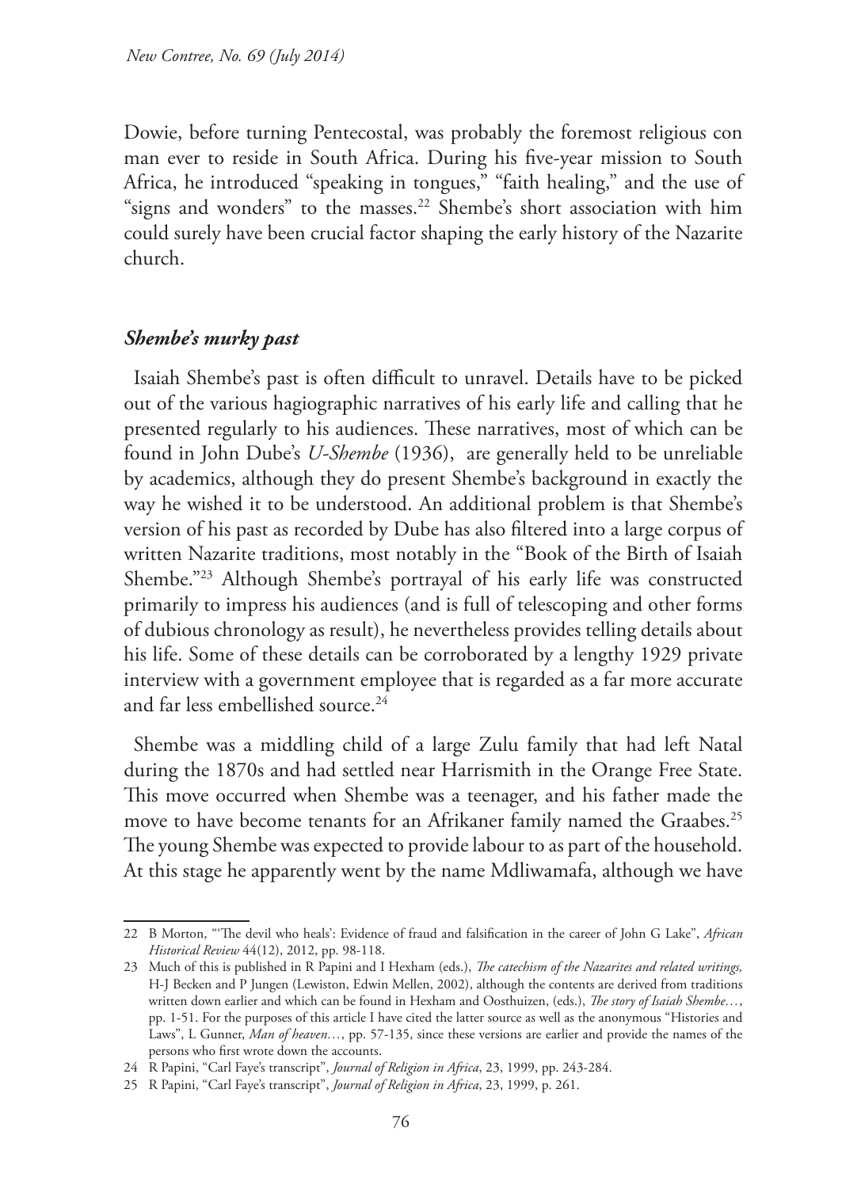Dowie, before turning Pentecostal, was probably the foremost religious con man ever to reside in South Africa. During his five-year mission to South Africa, he introduced "speaking in tongues," "faith healing," and the use of "signs and wonders" to the masses.[22] Shembe's short association with him could surely have been crucial factor shaping the early history of the Nazarite church.

### *Shembe's murky past*

Isaiah Shembe's past is often difficult to unravel. Details have to be picked out of the various hagiographic narratives of his early life and calling that he presented regularly to his audiences. These narratives, most of which can be found in John Dube's *U-Shembe* (1936), are generally held to be unreliable by academics, although they do present Shembe's background in exactly the way he wished it to be understood. An additional problem is that Shembe's version of his past as recorded by Dube has also filtered into a large corpus of written Nazarite traditions, most notably in the "Book of the Birth of Isaiah Shembe."[23] Although Shembe's portrayal of his early life was constructed primarily to impress his audiences (and is full of telescoping and other forms of dubious chronology as result), he nevertheless provides telling details about his life. Some of these details can be corroborated by a lengthy 1929 private interview with a government employee that is regarded as a far more accurate and far less embellished source.[24]

Shembe was a middling child of a large Zulu family that had left Natal during the 1870s and had settled near Harrismith in the Orange Free State. This move occurred when Shembe was a teenager, and his father made the move to have become tenants for an Afrikaner family named the Graabes.[25] The young Shembe was expected to provide labour to as part of the household. At this stage he apparently went by the name Mdliwamafa, although we have

---

22 B Morton, "'The devil who heals': Evidence of fraud and falsification in the career of John G Lake", *African Historical Review* 44(12), 2012, pp. 98-118.

23 Much of this is published in R Papini and I Hexham (eds.), *The catechism of the Nazarites and related writings,* H-J Becken and P Jungen (Lewiston, Edwin Mellen, 2002), although the contents are derived from traditions written down earlier and which can be found in Hexham and Oosthuizen, (eds.), *The story of Isaiah Shembe…*, pp. 1-51. For the purposes of this article I have cited the latter source as well as the anonymous "Histories and Laws", L Gunner, *Man of heaven…*, pp. 57-135, since these versions are earlier and provide the names of the persons who first wrote down the accounts.

24 R Papini, "Carl Faye's transcript", *Journal of Religion in Africa*, 23, 1999, pp. 243-284.

25 R Papini, "Carl Faye's transcript", *Journal of Religion in Africa*, 23, 1999, p. 261.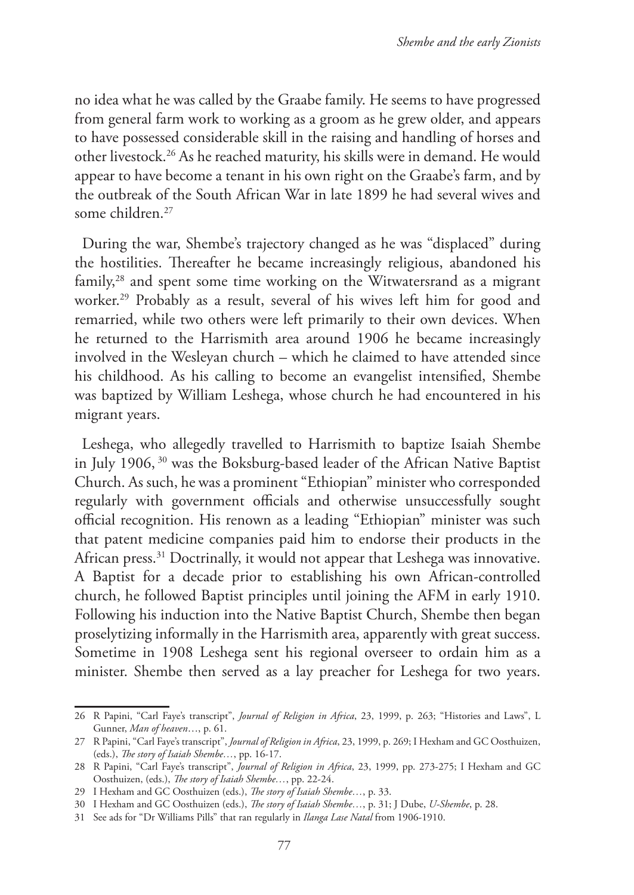no idea what he was called by the Graabe family. He seems to have progressed from general farm work to working as a groom as he grew older, and appears to have possessed considerable skill in the raising and handling of horses and other livestock.[26] As he reached maturity, his skills were in demand. He would appear to have become a tenant in his own right on the Graabe's farm, and by the outbreak of the South African War in late 1899 he had several wives and some children.[27]

During the war, Shembe's trajectory changed as he was "displaced" during the hostilities. Thereafter he became increasingly religious, abandoned his family,[28] and spent some time working on the Witwatersrand as a migrant worker.[29] Probably as a result, several of his wives left him for good and remarried, while two others were left primarily to their own devices. When he returned to the Harrismith area around 1906 he became increasingly involved in the Wesleyan church – which he claimed to have attended since his childhood. As his calling to become an evangelist intensified, Shembe was baptized by William Leshega, whose church he had encountered in his migrant years.

Leshega, who allegedly travelled to Harrismith to baptize Isaiah Shembe in July 1906, [30] was the Boksburg-based leader of the African Native Baptist Church. As such, he was a prominent "Ethiopian" minister who corresponded regularly with government officials and otherwise unsuccessfully sought official recognition. His renown as a leading "Ethiopian" minister was such that patent medicine companies paid him to endorse their products in the African press.[31] Doctrinally, it would not appear that Leshega was innovative. A Baptist for a decade prior to establishing his own African-controlled church, he followed Baptist principles until joining the AFM in early 1910. Following his induction into the Native Baptist Church, Shembe then began proselytizing informally in the Harrismith area, apparently with great success. Sometime in 1908 Leshega sent his regional overseer to ordain him as a minister. Shembe then served as a lay preacher for Leshega for two years.

---

26 R Papini, "Carl Faye's transcript", *Journal of Religion in Africa*, 23, 1999, p. 263; "Histories and Laws", L Gunner, *Man of heaven*…, p. 61.

27 R Papini, "Carl Faye's transcript", *Journal of Religion in Africa*, 23, 1999, p. 269; I Hexham and GC Oosthuizen, (eds.), *The story of Isaiah Shembe*…, pp. 16-17.

28 R Papini, "Carl Faye's transcript", *Journal of Religion in Africa*, 23, 1999, pp. 273-275; I Hexham and GC Oosthuizen, (eds.), *The story of Isaiah Shembe*…, pp. 22-24.

29 I Hexham and GC Oosthuizen (eds.), *The story of Isaiah Shembe*…, p. 33.

30 I Hexham and GC Oosthuizen (eds.), *The story of Isaiah Shembe*…, p. 31; J Dube, *U-Shembe*, p. 28.

31 See ads for "Dr Williams Pills" that ran regularly in *Ilanga Lase Natal* from 1906-1910.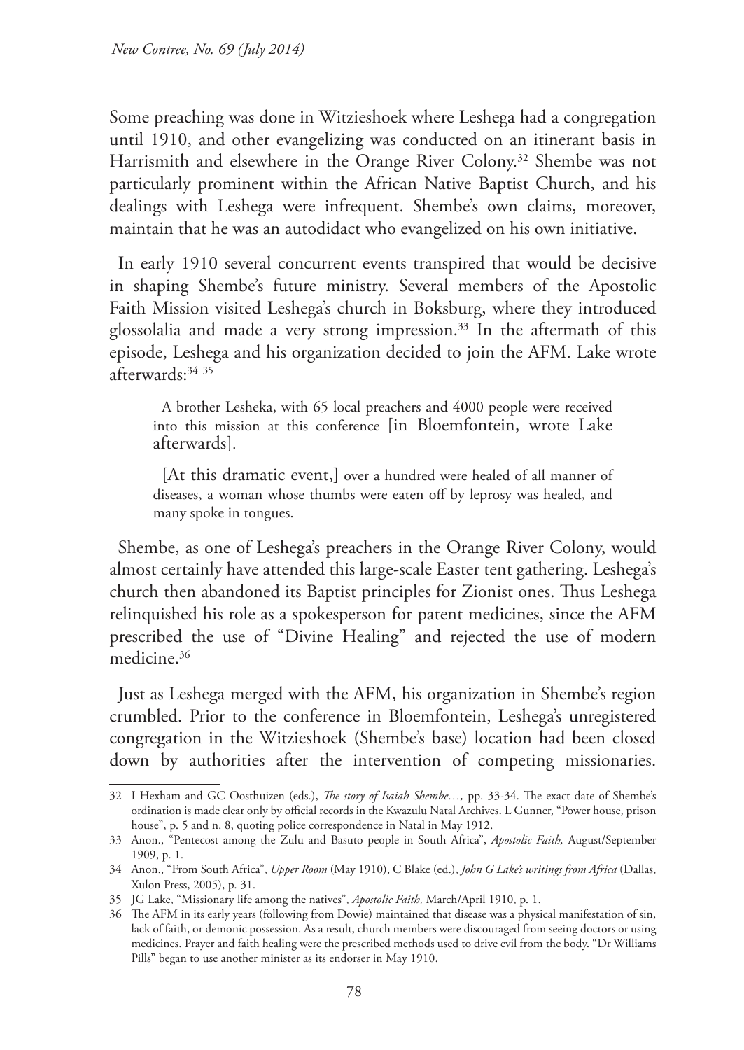Some preaching was done in Witzieshoek where Leshega had a congregation until 1910, and other evangelizing was conducted on an itinerant basis in Harrismith and elsewhere in the Orange River Colony.[32] Shembe was not particularly prominent within the African Native Baptist Church, and his dealings with Leshega were infrequent. Shembe's own claims, moreover, maintain that he was an autodidact who evangelized on his own initiative.

In early 1910 several concurrent events transpired that would be decisive in shaping Shembe's future ministry. Several members of the Apostolic Faith Mission visited Leshega's church in Boksburg, where they introduced glossolalia and made a very strong impression.[33] In the aftermath of this episode, Leshega and his organization decided to join the AFM. Lake wrote afterwards:[34] [35]

> A brother Lesheka, with 65 local preachers and 4000 people were received into this mission at this conference [in Bloemfontein, wrote Lake afterwards].
>
> [At this dramatic event,] over a hundred were healed of all manner of diseases, a woman whose thumbs were eaten off by leprosy was healed, and many spoke in tongues.

Shembe, as one of Leshega's preachers in the Orange River Colony, would almost certainly have attended this large-scale Easter tent gathering. Leshega's church then abandoned its Baptist principles for Zionist ones. Thus Leshega relinquished his role as a spokesperson for patent medicines, since the AFM prescribed the use of "Divine Healing" and rejected the use of modern medicine.[36]

Just as Leshega merged with the AFM, his organization in Shembe's region crumbled. Prior to the conference in Bloemfontein, Leshega's unregistered congregation in the Witzieshoek (Shembe's base) location had been closed down by authorities after the intervention of competing missionaries.

---

32 I Hexham and GC Oosthuizen (eds.), *The story of Isaiah Shembe…,* pp. 33-34. The exact date of Shembe's ordination is made clear only by official records in the Kwazulu Natal Archives. L Gunner, "Power house, prison house", p. 5 and n. 8, quoting police correspondence in Natal in May 1912.

33 Anon., "Pentecost among the Zulu and Basuto people in South Africa", *Apostolic Faith,* August/September 1909, p. 1.

34 Anon., "From South Africa", *Upper Room* (May 1910), C Blake (ed.), *John G Lake's writings from Africa* (Dallas, Xulon Press, 2005), p. 31.

35 JG Lake, "Missionary life among the natives", *Apostolic Faith,* March/April 1910, p. 1.

36 The AFM in its early years (following from Dowie) maintained that disease was a physical manifestation of sin, lack of faith, or demonic possession. As a result, church members were discouraged from seeing doctors or using medicines. Prayer and faith healing were the prescribed methods used to drive evil from the body. "Dr Williams Pills" began to use another minister as its endorser in May 1910.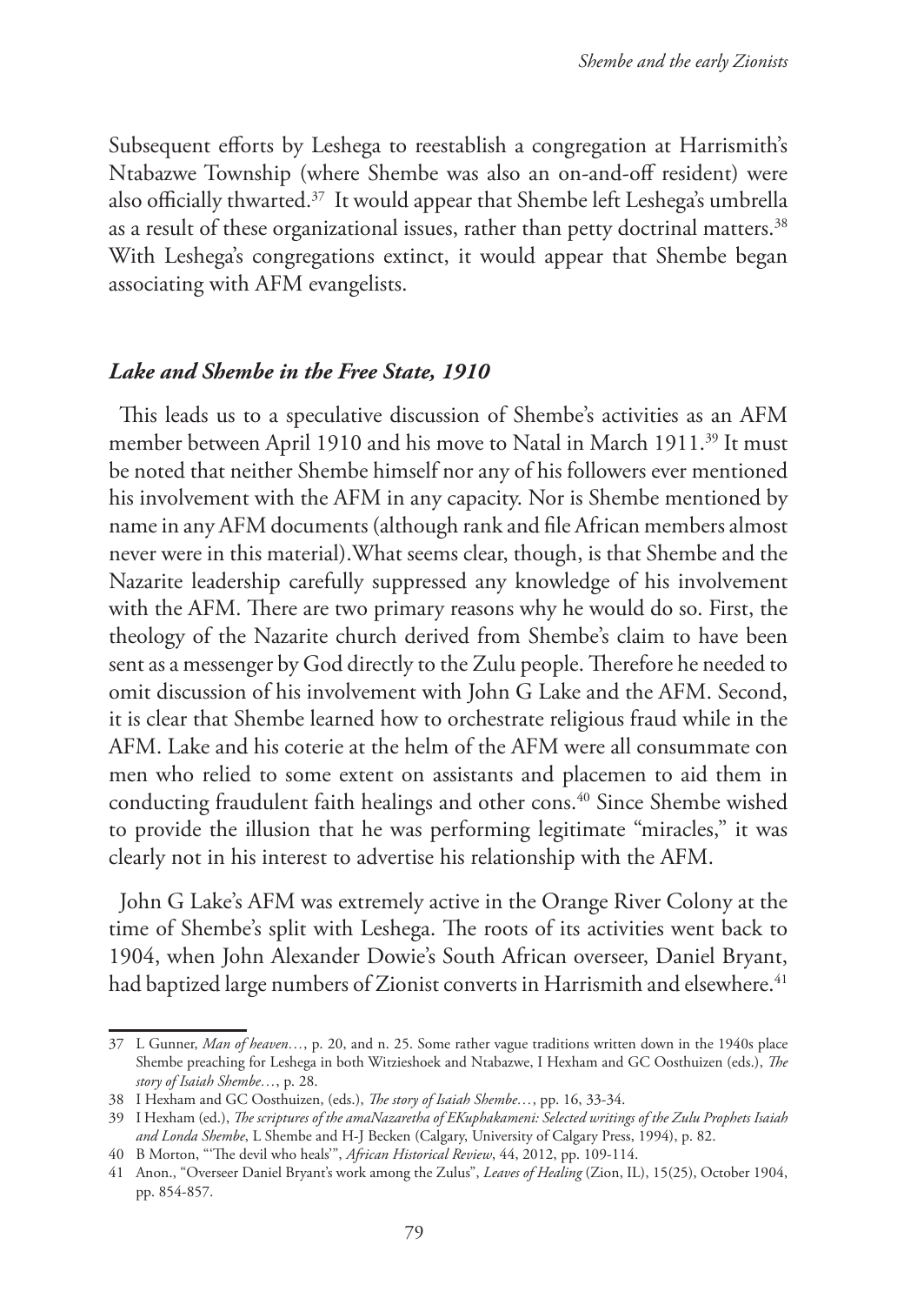Subsequent efforts by Leshega to reestablish a congregation at Harrismith's Ntabazwe Township (where Shembe was also an on-and-off resident) were also officially thwarted.[37] It would appear that Shembe left Leshega's umbrella as a result of these organizational issues, rather than petty doctrinal matters.[38] With Leshega's congregations extinct, it would appear that Shembe began associating with AFM evangelists.

### *Lake and Shembe in the Free State, 1910*

This leads us to a speculative discussion of Shembe's activities as an AFM member between April 1910 and his move to Natal in March 1911.[39] It must be noted that neither Shembe himself nor any of his followers ever mentioned his involvement with the AFM in any capacity. Nor is Shembe mentioned by name in any AFM documents (although rank and file African members almost never were in this material).What seems clear, though, is that Shembe and the Nazarite leadership carefully suppressed any knowledge of his involvement with the AFM. There are two primary reasons why he would do so. First, the theology of the Nazarite church derived from Shembe's claim to have been sent as a messenger by God directly to the Zulu people. Therefore he needed to omit discussion of his involvement with John G Lake and the AFM. Second, it is clear that Shembe learned how to orchestrate religious fraud while in the AFM. Lake and his coterie at the helm of the AFM were all consummate con men who relied to some extent on assistants and placemen to aid them in conducting fraudulent faith healings and other cons.[40] Since Shembe wished to provide the illusion that he was performing legitimate "miracles," it was clearly not in his interest to advertise his relationship with the AFM.

John G Lake's AFM was extremely active in the Orange River Colony at the time of Shembe's split with Leshega. The roots of its activities went back to 1904, when John Alexander Dowie's South African overseer, Daniel Bryant, had baptized large numbers of Zionist converts in Harrismith and elsewhere.[41]

---

37 L Gunner, *Man of heaven…*, p. 20, and n. 25. Some rather vague traditions written down in the 1940s place Shembe preaching for Leshega in both Witzieshoek and Ntabazwe, I Hexham and GC Oosthuizen (eds.), *The story of Isaiah Shembe…*, p. 28.

38 I Hexham and GC Oosthuizen, (eds.), *The story of Isaiah Shembe…*, pp. 16, 33-34.

39 I Hexham (ed.), *The scriptures of the amaNazaretha of EKuphakameni: Selected writings of the Zulu Prophets Isaiah and Londa Shembe*, L Shembe and H-J Becken (Calgary, University of Calgary Press, 1994), p. 82.

40 B Morton, "'The devil who heals'", *African Historical Review*, 44, 2012, pp. 109-114.

41 Anon., "Overseer Daniel Bryant's work among the Zulus", *Leaves of Healing* (Zion, IL), 15(25), October 1904, pp. 854-857.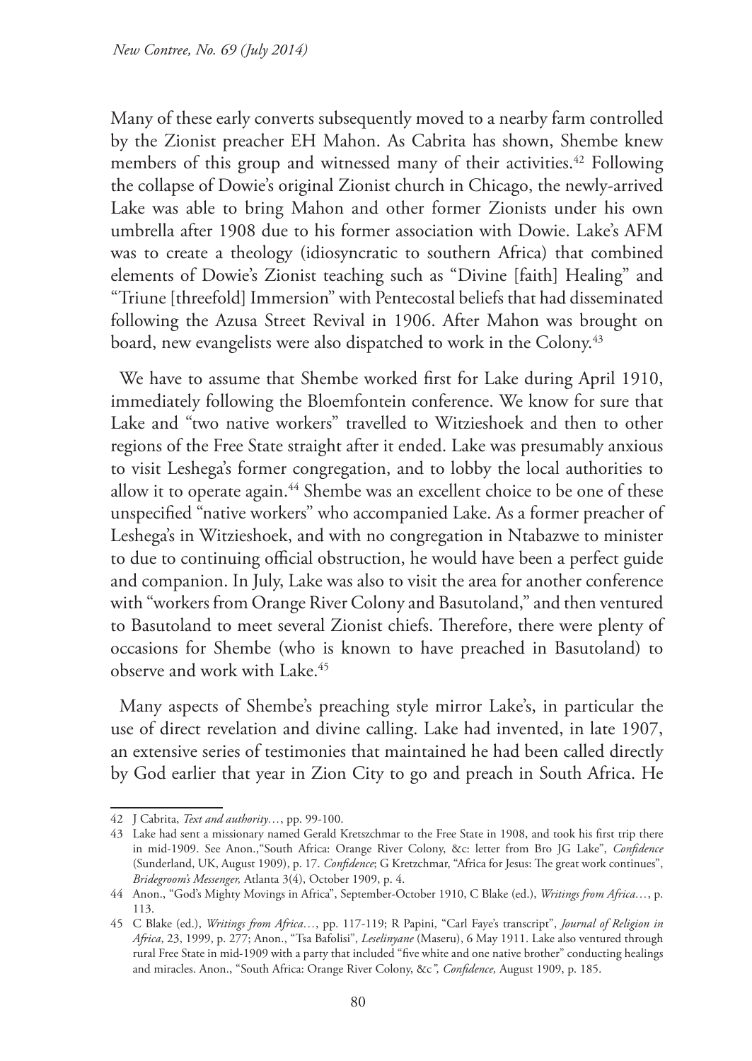Many of these early converts subsequently moved to a nearby farm controlled by the Zionist preacher EH Mahon. As Cabrita has shown, Shembe knew members of this group and witnessed many of their activities.[42] Following the collapse of Dowie's original Zionist church in Chicago, the newly-arrived Lake was able to bring Mahon and other former Zionists under his own umbrella after 1908 due to his former association with Dowie. Lake's AFM was to create a theology (idiosyncratic to southern Africa) that combined elements of Dowie's Zionist teaching such as "Divine [faith] Healing" and "Triune [threefold] Immersion" with Pentecostal beliefs that had disseminated following the Azusa Street Revival in 1906. After Mahon was brought on board, new evangelists were also dispatched to work in the Colony.[43]

We have to assume that Shembe worked first for Lake during April 1910, immediately following the Bloemfontein conference. We know for sure that Lake and "two native workers" travelled to Witzieshoek and then to other regions of the Free State straight after it ended. Lake was presumably anxious to visit Leshega's former congregation, and to lobby the local authorities to allow it to operate again.[44] Shembe was an excellent choice to be one of these unspecified "native workers" who accompanied Lake. As a former preacher of Leshega's in Witzieshoek, and with no congregation in Ntabazwe to minister to due to continuing official obstruction, he would have been a perfect guide and companion. In July, Lake was also to visit the area for another conference with "workers from Orange River Colony and Basutoland," and then ventured to Basutoland to meet several Zionist chiefs. Therefore, there were plenty of occasions for Shembe (who is known to have preached in Basutoland) to observe and work with Lake.[45]

Many aspects of Shembe's preaching style mirror Lake's, in particular the use of direct revelation and divine calling. Lake had invented, in late 1907, an extensive series of testimonies that maintained he had been called directly by God earlier that year in Zion City to go and preach in South Africa. He

---

42 J Cabrita, *Text and authority…*, pp. 99-100.

43 Lake had sent a missionary named Gerald Kretszchmar to the Free State in 1908, and took his first trip there in mid-1909. See Anon.,"South Africa: Orange River Colony, &c: letter from Bro JG Lake", *Confidence* (Sunderland, UK, August 1909), p. 17. *Confidence*; G Kretzchmar, "Africa for Jesus: The great work continues", *Bridegroom's Messenger,* Atlanta 3(4), October 1909, p. 4.

44 Anon., "God's Mighty Movings in Africa", September-October 1910, C Blake (ed.), *Writings from Africa…*, p. 113.

45 C Blake (ed.), *Writings from Africa…*, pp. 117-119; R Papini, "Carl Faye's transcript", *Journal of Religion in Africa*, 23, 1999, p. 277; Anon., "Tsa Bafolisi", *Leselinyane* (Maseru), 6 May 1911. Lake also ventured through rural Free State in mid-1909 with a party that included "five white and one native brother" conducting healings and miracles. Anon., "South Africa: Orange River Colony, &c*", Confidence,* August 1909, p. 185.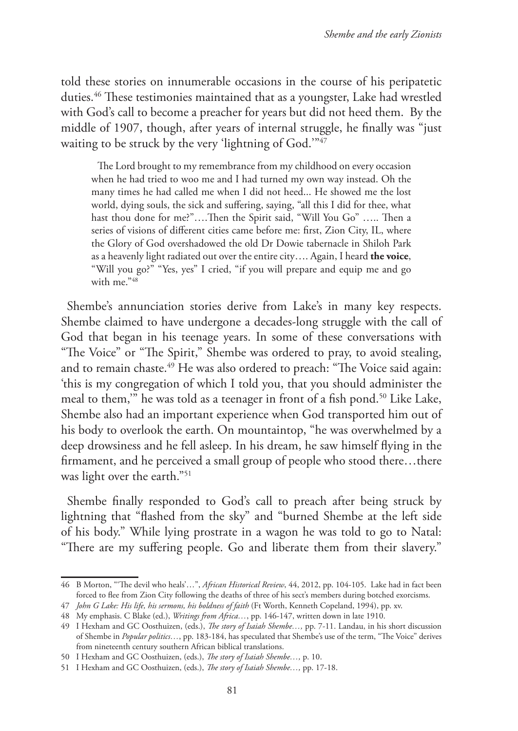told these stories on innumerable occasions in the course of his peripatetic duties.[46] These testimonies maintained that as a youngster, Lake had wrestled with God's call to become a preacher for years but did not heed them. By the middle of 1907, though, after years of internal struggle, he finally was "just waiting to be struck by the very 'lightning of God.'"[47]

> The Lord brought to my remembrance from my childhood on every occasion when he had tried to woo me and I had turned my own way instead. Oh the many times he had called me when I did not heed... He showed me the lost world, dying souls, the sick and suffering, saying, "all this I did for thee, what hast thou done for me?"….Then the Spirit said, "Will You Go" ….. Then a series of visions of different cities came before me: first, Zion City, IL, where the Glory of God overshadowed the old Dr Dowie tabernacle in Shiloh Park as a heavenly light radiated out over the entire city…. Again, I heard **the voice**, "Will you go?" "Yes, yes" I cried, "if you will prepare and equip me and go with me."[48]

Shembe's annunciation stories derive from Lake's in many key respects. Shembe claimed to have undergone a decades-long struggle with the call of God that began in his teenage years. In some of these conversations with "The Voice" or "The Spirit," Shembe was ordered to pray, to avoid stealing, and to remain chaste.[49] He was also ordered to preach: "The Voice said again: 'this is my congregation of which I told you, that you should administer the meal to them,'" he was told as a teenager in front of a fish pond.[50] Like Lake, Shembe also had an important experience when God transported him out of his body to overlook the earth. On mountaintop, "he was overwhelmed by a deep drowsiness and he fell asleep. In his dream, he saw himself flying in the firmament, and he perceived a small group of people who stood there…there was light over the earth."[51]

Shembe finally responded to God's call to preach after being struck by lightning that "flashed from the sky" and "burned Shembe at the left side of his body." While lying prostrate in a wagon he was told to go to Natal: "There are my suffering people. Go and liberate them from their slavery."

---

46 B Morton, "'The devil who heals'…", *African Historical Review*, 44, 2012, pp. 104-105. Lake had in fact been forced to flee from Zion City following the deaths of three of his sect's members during botched exorcisms.

47 *John G Lake: His life, his sermons, his boldness of faith* (Ft Worth, Kenneth Copeland, 1994), pp. xv.

48 My emphasis. C Blake (ed.), *Writings from Africa…*, pp. 146-147, written down in late 1910.

49 I Hexham and GC Oosthuizen, (eds.), *The story of Isaiah Shembe…,* pp. 7-11. Landau, in his short discussion of Shembe in *Popular politics…*, pp. 183-184, has speculated that Shembe's use of the term, "The Voice" derives from nineteenth century southern African biblical translations.

50 I Hexham and GC Oosthuizen, (eds.), *The story of Isaiah Shembe…,* p. 10.

51 I Hexham and GC Oosthuizen, (eds.), *The story of Isaiah Shembe…,* pp. 17-18.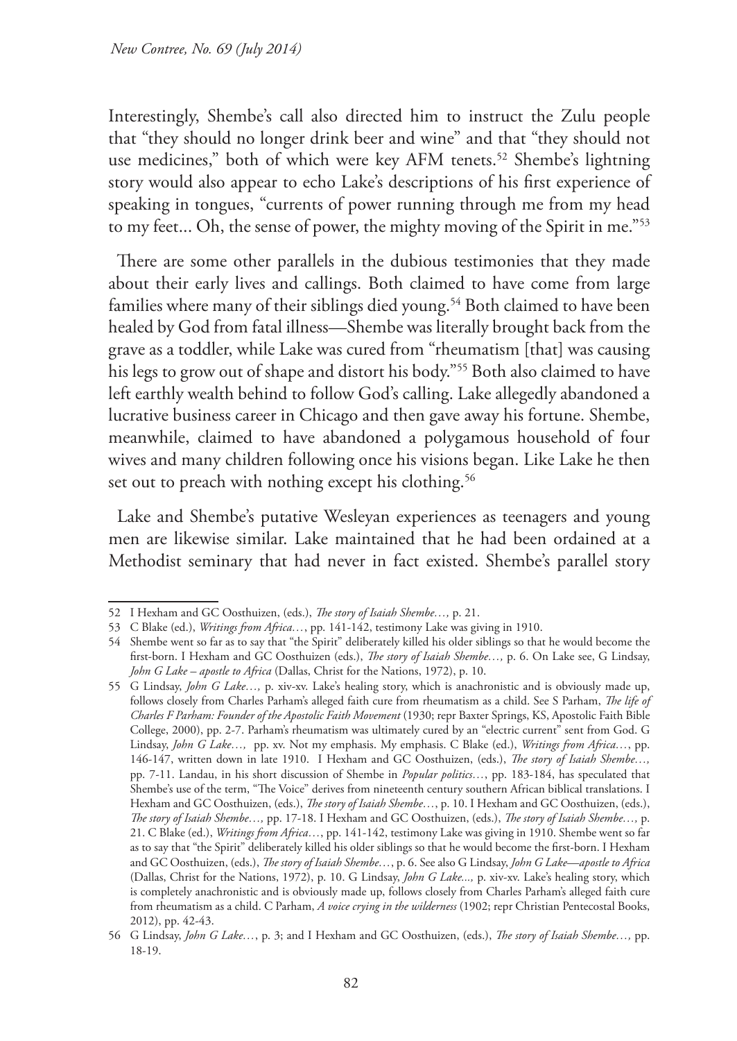Interestingly, Shembe's call also directed him to instruct the Zulu people that "they should no longer drink beer and wine" and that "they should not use medicines," both of which were key AFM tenets.[52] Shembe's lightning story would also appear to echo Lake's descriptions of his first experience of speaking in tongues, "currents of power running through me from my head to my feet... Oh, the sense of power, the mighty moving of the Spirit in me."[53]

There are some other parallels in the dubious testimonies that they made about their early lives and callings. Both claimed to have come from large families where many of their siblings died young.[54] Both claimed to have been healed by God from fatal illness—Shembe was literally brought back from the grave as a toddler, while Lake was cured from "rheumatism [that] was causing his legs to grow out of shape and distort his body."[55] Both also claimed to have left earthly wealth behind to follow God's calling. Lake allegedly abandoned a lucrative business career in Chicago and then gave away his fortune. Shembe, meanwhile, claimed to have abandoned a polygamous household of four wives and many children following once his visions began. Like Lake he then set out to preach with nothing except his clothing.[56]

Lake and Shembe's putative Wesleyan experiences as teenagers and young men are likewise similar. Lake maintained that he had been ordained at a Methodist seminary that had never in fact existed. Shembe's parallel story

---

52 I Hexham and GC Oosthuizen, (eds.), *The story of Isaiah Shembe…,* p. 21.

53 C Blake (ed.), *Writings from Africa…*, pp. 141-142, testimony Lake was giving in 1910.

54 Shembe went so far as to say that "the Spirit" deliberately killed his older siblings so that he would become the first-born. I Hexham and GC Oosthuizen (eds.), *The story of Isaiah Shembe…,* p. 6. On Lake see, G Lindsay, *John G Lake – apostle to Africa* (Dallas, Christ for the Nations, 1972), p. 10.

55 G Lindsay, *John G Lake…,* p. xiv-xv. Lake's healing story, which is anachronistic and is obviously made up, follows closely from Charles Parham's alleged faith cure from rheumatism as a child. See S Parham, *The life of Charles F Parham: Founder of the Apostolic Faith Movement* (1930; repr Baxter Springs, KS, Apostolic Faith Bible College, 2000), pp. 2-7. Parham's rheumatism was ultimately cured by an "electric current" sent from God. G Lindsay, *John G Lake…,* pp. xv. Not my emphasis. My emphasis. C Blake (ed.), *Writings from Africa…*, pp. 146-147, written down in late 1910. I Hexham and GC Oosthuizen, (eds.), *The story of Isaiah Shembe…,* pp. 7-11. Landau, in his short discussion of Shembe in *Popular politics…*, pp. 183-184, has speculated that Shembe's use of the term, "The Voice" derives from nineteenth century southern African biblical translations. I Hexham and GC Oosthuizen, (eds.), *The story of Isaiah Shembe…*, p. 10. I Hexham and GC Oosthuizen, (eds.), *The story of Isaiah Shembe…,* pp. 17-18. I Hexham and GC Oosthuizen, (eds.), *The story of Isaiah Shembe…,* p. 21. C Blake (ed.), *Writings from Africa…*, pp. 141-142, testimony Lake was giving in 1910. Shembe went so far as to say that "the Spirit" deliberately killed his older siblings so that he would become the first-born. I Hexham and GC Oosthuizen, (eds.), *The story of Isaiah Shembe…*, p. 6. See also G Lindsay, *John G Lake—apostle to Africa* (Dallas, Christ for the Nations, 1972), p. 10. G Lindsay, *John G Lake...,* p. xiv-xv. Lake's healing story, which is completely anachronistic and is obviously made up, follows closely from Charles Parham's alleged faith cure from rheumatism as a child. C Parham, *A voice crying in the wilderness* (1902; repr Christian Pentecostal Books, 2012), pp. 42-43.

56 G Lindsay, *John G Lake…*, p. 3; and I Hexham and GC Oosthuizen, (eds.), *The story of Isaiah Shembe…,* pp. 18-19.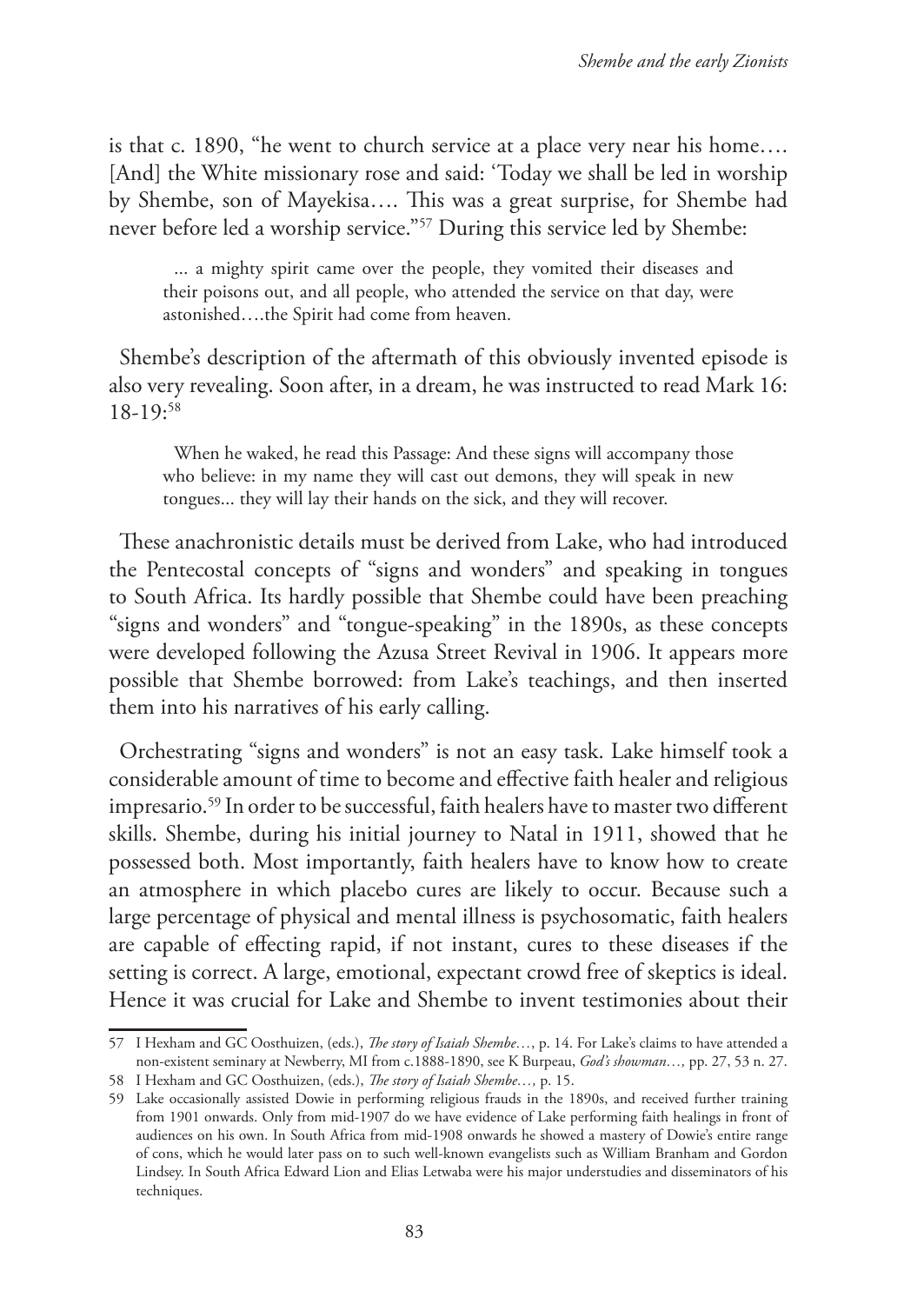is that c. 1890, "he went to church service at a place very near his home…. [And] the White missionary rose and said: 'Today we shall be led in worship by Shembe, son of Mayekisa…. This was a great surprise, for Shembe had never before led a worship service."[57] During this service led by Shembe:

> ... a mighty spirit came over the people, they vomited their diseases and their poisons out, and all people, who attended the service on that day, were astonished….the Spirit had come from heaven.

Shembe's description of the aftermath of this obviously invented episode is also very revealing. Soon after, in a dream, he was instructed to read Mark 16: 18-19:[58]

> When he waked, he read this Passage: And these signs will accompany those who believe: in my name they will cast out demons, they will speak in new tongues... they will lay their hands on the sick, and they will recover.

These anachronistic details must be derived from Lake, who had introduced the Pentecostal concepts of "signs and wonders" and speaking in tongues to South Africa. Its hardly possible that Shembe could have been preaching "signs and wonders" and "tongue-speaking" in the 1890s, as these concepts were developed following the Azusa Street Revival in 1906. It appears more possible that Shembe borrowed: from Lake's teachings, and then inserted them into his narratives of his early calling.

Orchestrating "signs and wonders" is not an easy task. Lake himself took a considerable amount of time to become and effective faith healer and religious impresario.[59] In order to be successful, faith healers have to master two different skills. Shembe, during his initial journey to Natal in 1911, showed that he possessed both. Most importantly, faith healers have to know how to create an atmosphere in which placebo cures are likely to occur. Because such a large percentage of physical and mental illness is psychosomatic, faith healers are capable of effecting rapid, if not instant, cures to these diseases if the setting is correct. A large, emotional, expectant crowd free of skeptics is ideal. Hence it was crucial for Lake and Shembe to invent testimonies about their

---

57 I Hexham and GC Oosthuizen, (eds.), *The story of Isaiah Shembe…*, p. 14. For Lake's claims to have attended a non-existent seminary at Newberry, MI from c.1888-1890, see K Burpeau, *God's showman…,* pp. 27, 53 n. 27.

58 I Hexham and GC Oosthuizen, (eds.), *The story of Isaiah Shembe…,* p. 15.

59 Lake occasionally assisted Dowie in performing religious frauds in the 1890s, and received further training from 1901 onwards. Only from mid-1907 do we have evidence of Lake performing faith healings in front of audiences on his own. In South Africa from mid-1908 onwards he showed a mastery of Dowie's entire range of cons, which he would later pass on to such well-known evangelists such as William Branham and Gordon Lindsey. In South Africa Edward Lion and Elias Letwaba were his major understudies and disseminators of his techniques.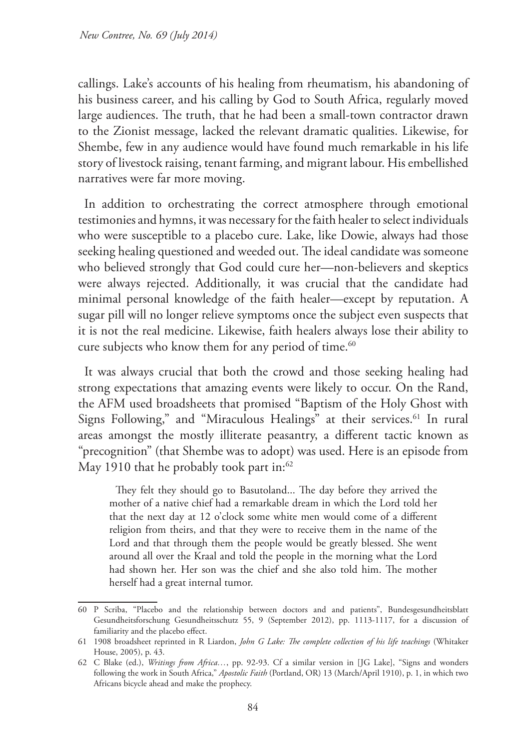callings. Lake's accounts of his healing from rheumatism, his abandoning of his business career, and his calling by God to South Africa, regularly moved large audiences. The truth, that he had been a small-town contractor drawn to the Zionist message, lacked the relevant dramatic qualities. Likewise, for Shembe, few in any audience would have found much remarkable in his life story of livestock raising, tenant farming, and migrant labour. His embellished narratives were far more moving.

In addition to orchestrating the correct atmosphere through emotional testimonies and hymns, it was necessary for the faith healer to select individuals who were susceptible to a placebo cure. Lake, like Dowie, always had those seeking healing questioned and weeded out. The ideal candidate was someone who believed strongly that God could cure her—non-believers and skeptics were always rejected. Additionally, it was crucial that the candidate had minimal personal knowledge of the faith healer—except by reputation. A sugar pill will no longer relieve symptoms once the subject even suspects that it is not the real medicine. Likewise, faith healers always lose their ability to cure subjects who know them for any period of time.[60]

It was always crucial that both the crowd and those seeking healing had strong expectations that amazing events were likely to occur. On the Rand, the AFM used broadsheets that promised "Baptism of the Holy Ghost with Signs Following," and "Miraculous Healings" at their services.[61] In rural areas amongst the mostly illiterate peasantry, a different tactic known as "precognition" (that Shembe was to adopt) was used. Here is an episode from May 1910 that he probably took part in:[62]

> They felt they should go to Basutoland... The day before they arrived the mother of a native chief had a remarkable dream in which the Lord told her that the next day at 12 o'clock some white men would come of a different religion from theirs, and that they were to receive them in the name of the Lord and that through them the people would be greatly blessed. She went around all over the Kraal and told the people in the morning what the Lord had shown her. Her son was the chief and she also told him. The mother herself had a great internal tumor.

---

60 P Scriba, "Placebo and the relationship between doctors and and patients", Bundesgesundheitsblatt Gesundheitsforschung Gesundheitsschutz 55, 9 (September 2012), pp. 1113-1117, for a discussion of familiarity and the placebo effect.

61 1908 broadsheet reprinted in R Liardon, *John G Lake: The complete collection of his life teachings* (Whitaker House, 2005), p. 43.

62 C Blake (ed.), *Writings from Africa…*, pp. 92-93. Cf a similar version in [JG Lake], "Signs and wonders following the work in South Africa," *Apostolic Faith* (Portland, OR) 13 (March/April 1910), p. 1, in which two Africans bicycle ahead and make the prophecy.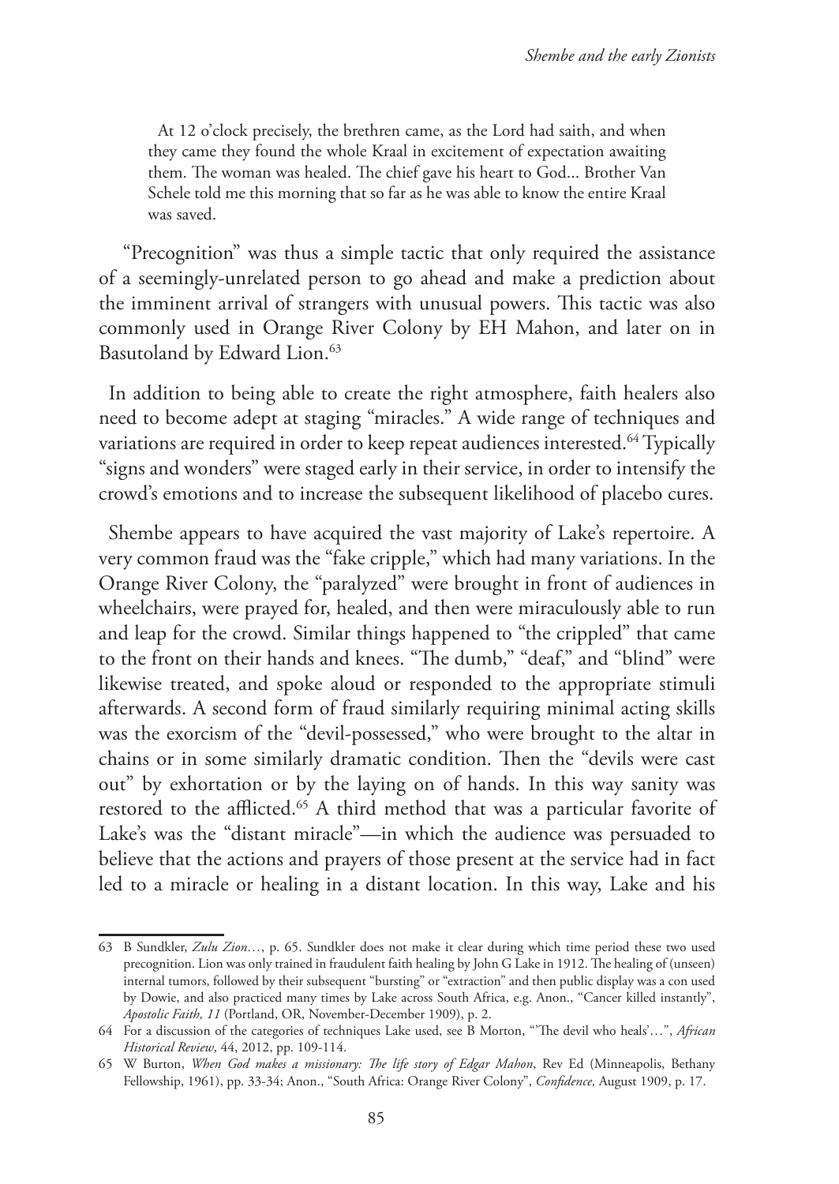> At 12 o'clock precisely, the brethren came, as the Lord had saith, and when they came they found the whole Kraal in excitement of expectation awaiting them. The woman was healed. The chief gave his heart to God... Brother Van Schele told me this morning that so far as he was able to know the entire Kraal was saved.

"Precognition" was thus a simple tactic that only required the assistance of a seemingly-unrelated person to go ahead and make a prediction about the imminent arrival of strangers with unusual powers. This tactic was also commonly used in Orange River Colony by EH Mahon, and later on in Basutoland by Edward Lion.[63]

In addition to being able to create the right atmosphere, faith healers also need to become adept at staging "miracles." A wide range of techniques and variations are required in order to keep repeat audiences interested.[64] Typically "signs and wonders" were staged early in their service, in order to intensify the crowd's emotions and to increase the subsequent likelihood of placebo cures.

Shembe appears to have acquired the vast majority of Lake's repertoire. A very common fraud was the "fake cripple," which had many variations. In the Orange River Colony, the "paralyzed" were brought in front of audiences in wheelchairs, were prayed for, healed, and then were miraculously able to run and leap for the crowd. Similar things happened to "the crippled" that came to the front on their hands and knees. "The dumb," "deaf," and "blind" were likewise treated, and spoke aloud or responded to the appropriate stimuli afterwards. A second form of fraud similarly requiring minimal acting skills was the exorcism of the "devil-possessed," who were brought to the altar in chains or in some similarly dramatic condition. Then the "devils were cast out" by exhortation or by the laying on of hands. In this way sanity was restored to the afflicted.[65] A third method that was a particular favorite of Lake's was the "distant miracle"—in which the audience was persuaded to believe that the actions and prayers of those present at the service had in fact led to a miracle or healing in a distant location. In this way, Lake and his

---

63 B Sundkler, *Zulu Zion…*, p. 65. Sundkler does not make it clear during which time period these two used precognition. Lion was only trained in fraudulent faith healing by John G Lake in 1912. The healing of (unseen) internal tumors, followed by their subsequent "bursting" or "extraction" and then public display was a con used by Dowie, and also practiced many times by Lake across South Africa, e.g. Anon., "Cancer killed instantly", *Apostolic Faith, 11* (Portland, OR, November-December 1909), p. 2.

64 For a discussion of the categories of techniques Lake used, see B Morton, "'The devil who heals'…", *African Historical Review*, 44, 2012, pp. 109-114.

65 W Burton, *When God makes a missionary: The life story of Edgar Mahon*, Rev Ed (Minneapolis, Bethany Fellowship, 1961), pp. 33-34; Anon., "South Africa: Orange River Colony", *Confidence,* August 1909, p. 17.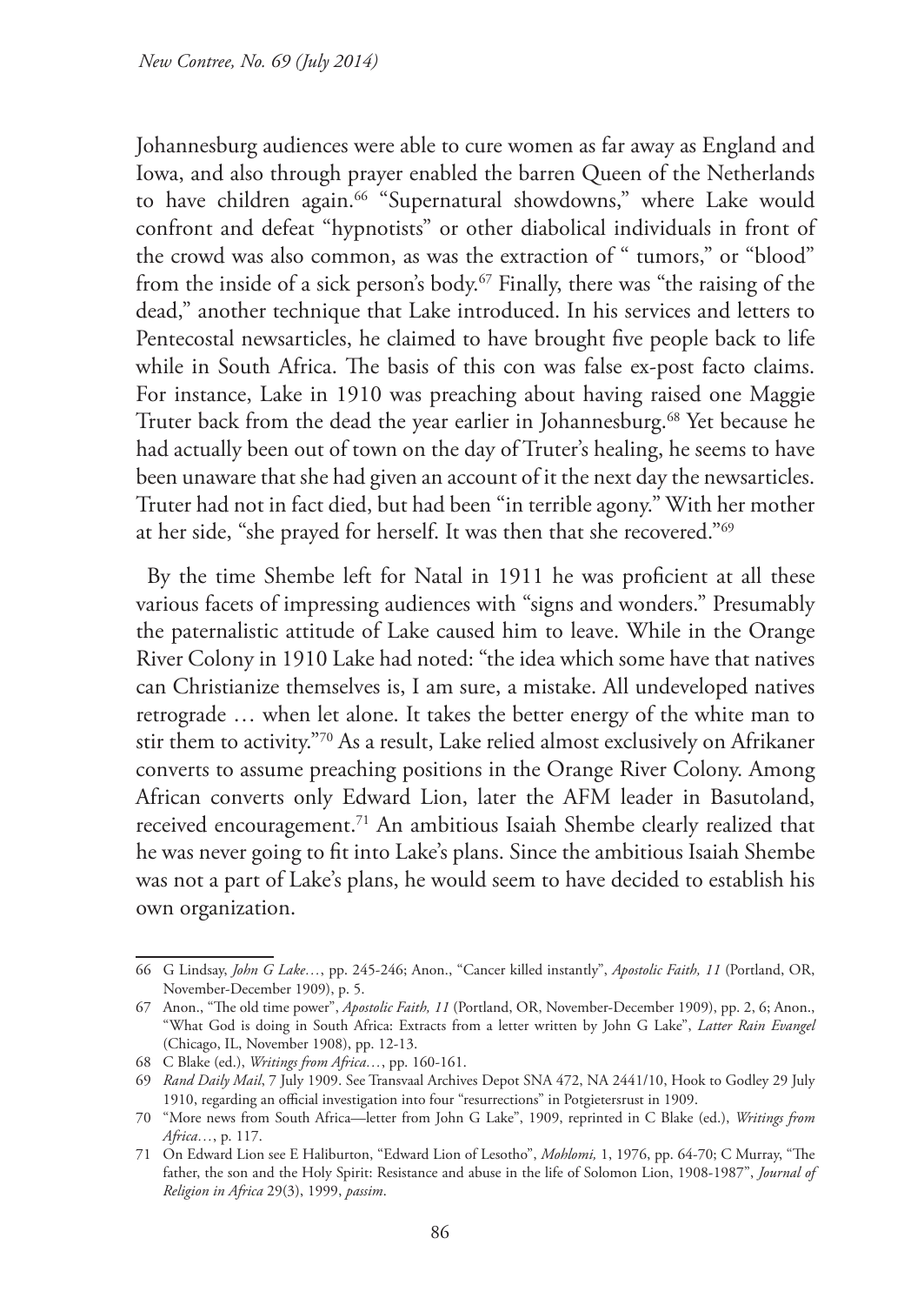Johannesburg audiences were able to cure women as far away as England and Iowa, and also through prayer enabled the barren Queen of the Netherlands to have children again.[66] "Supernatural showdowns," where Lake would confront and defeat "hypnotists" or other diabolical individuals in front of the crowd was also common, as was the extraction of " tumors," or "blood" from the inside of a sick person's body.[67] Finally, there was "the raising of the dead," another technique that Lake introduced. In his services and letters to Pentecostal newsarticles, he claimed to have brought five people back to life while in South Africa. The basis of this con was false ex-post facto claims. For instance, Lake in 1910 was preaching about having raised one Maggie Truter back from the dead the year earlier in Johannesburg.[68] Yet because he had actually been out of town on the day of Truter's healing, he seems to have been unaware that she had given an account of it the next day the newsarticles. Truter had not in fact died, but had been "in terrible agony." With her mother at her side, "she prayed for herself. It was then that she recovered."[69]

By the time Shembe left for Natal in 1911 he was proficient at all these various facets of impressing audiences with "signs and wonders." Presumably the paternalistic attitude of Lake caused him to leave. While in the Orange River Colony in 1910 Lake had noted: "the idea which some have that natives can Christianize themselves is, I am sure, a mistake. All undeveloped natives retrograde … when let alone. It takes the better energy of the white man to stir them to activity."[70] As a result, Lake relied almost exclusively on Afrikaner converts to assume preaching positions in the Orange River Colony. Among African converts only Edward Lion, later the AFM leader in Basutoland, received encouragement.[71] An ambitious Isaiah Shembe clearly realized that he was never going to fit into Lake's plans. Since the ambitious Isaiah Shembe was not a part of Lake's plans, he would seem to have decided to establish his own organization.

---

66 G Lindsay, *John G Lake…*, pp. 245-246; Anon., "Cancer killed instantly", *Apostolic Faith, 11* (Portland, OR, November-December 1909), p. 5.

67 Anon., "The old time power", *Apostolic Faith, 11* (Portland, OR, November-December 1909), pp. 2, 6; Anon., "What God is doing in South Africa: Extracts from a letter written by John G Lake", *Latter Rain Evangel* (Chicago, IL, November 1908), pp. 12-13.

68 C Blake (ed.), *Writings from Africa…*, pp. 160-161.

69 *Rand Daily Mail*, 7 July 1909. See Transvaal Archives Depot SNA 472, NA 2441/10, Hook to Godley 29 July 1910, regarding an official investigation into four "resurrections" in Potgietersrust in 1909.

70 "More news from South Africa—letter from John G Lake", 1909, reprinted in C Blake (ed.), *Writings from Africa…*, p. 117.

71 On Edward Lion see E Haliburton, "Edward Lion of Lesotho", *Mohlomi,* 1, 1976, pp. 64-70; C Murray, "The father, the son and the Holy Spirit: Resistance and abuse in the life of Solomon Lion, 1908-1987", *Journal of Religion in Africa* 29(3), 1999, *passim*.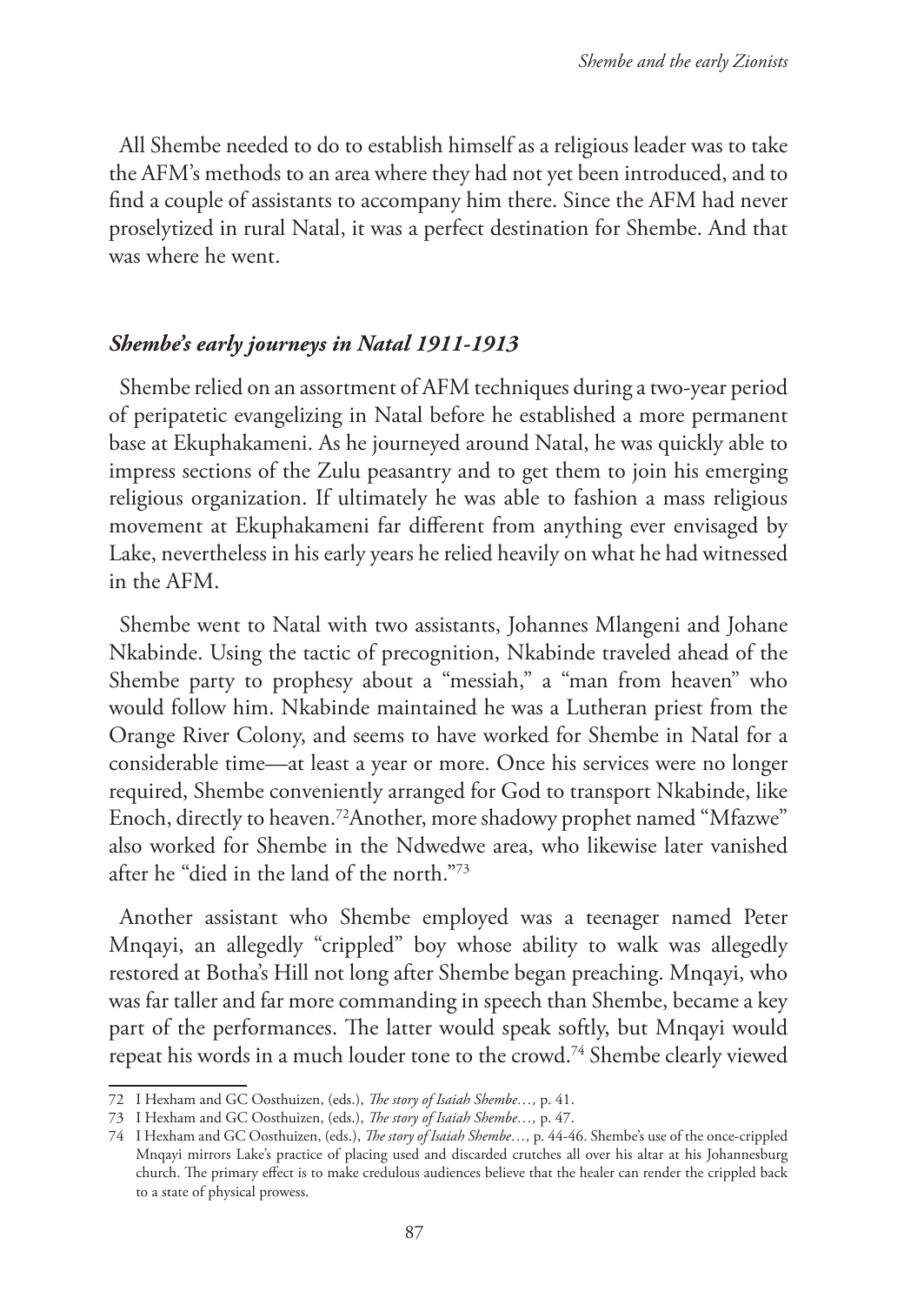All Shembe needed to do to establish himself as a religious leader was to take the AFM's methods to an area where they had not yet been introduced, and to find a couple of assistants to accompany him there. Since the AFM had never proselytized in rural Natal, it was a perfect destination for Shembe. And that was where he went.

### *Shembe's early journeys in Natal 1911-1913*

Shembe relied on an assortment of AFM techniques during a two-year period of peripatetic evangelizing in Natal before he established a more permanent base at Ekuphakameni. As he journeyed around Natal, he was quickly able to impress sections of the Zulu peasantry and to get them to join his emerging religious organization. If ultimately he was able to fashion a mass religious movement at Ekuphakameni far different from anything ever envisaged by Lake, nevertheless in his early years he relied heavily on what he had witnessed in the AFM.

Shembe went to Natal with two assistants, Johannes Mlangeni and Johane Nkabinde. Using the tactic of precognition, Nkabinde traveled ahead of the Shembe party to prophesy about a "messiah," a "man from heaven" who would follow him. Nkabinde maintained he was a Lutheran priest from the Orange River Colony, and seems to have worked for Shembe in Natal for a considerable time—at least a year or more. Once his services were no longer required, Shembe conveniently arranged for God to transport Nkabinde, like Enoch, directly to heaven.[72] Another, more shadowy prophet named "Mfazwe" also worked for Shembe in the Ndwedwe area, who likewise later vanished after he "died in the land of the north."[73]

Another assistant who Shembe employed was a teenager named Peter Mnqayi, an allegedly "crippled" boy whose ability to walk was allegedly restored at Botha's Hill not long after Shembe began preaching. Mnqayi, who was far taller and far more commanding in speech than Shembe, became a key part of the performances. The latter would speak softly, but Mnqayi would repeat his words in a much louder tone to the crowd.[74] Shembe clearly viewed

---

72 I Hexham and GC Oosthuizen, (eds.), *The story of Isaiah Shembe…,* p. 41.

73 I Hexham and GC Oosthuizen, (eds.), *The story of Isaiah Shembe…,* p. 47.

74 I Hexham and GC Oosthuizen, (eds.), *The story of Isaiah Shembe…,* p. 44-46. Shembe's use of the once-crippled Mnqayi mirrors Lake's practice of placing used and discarded crutches all over his altar at his Johannesburg church. The primary effect is to make credulous audiences believe that the healer can render the crippled back to a state of physical prowess.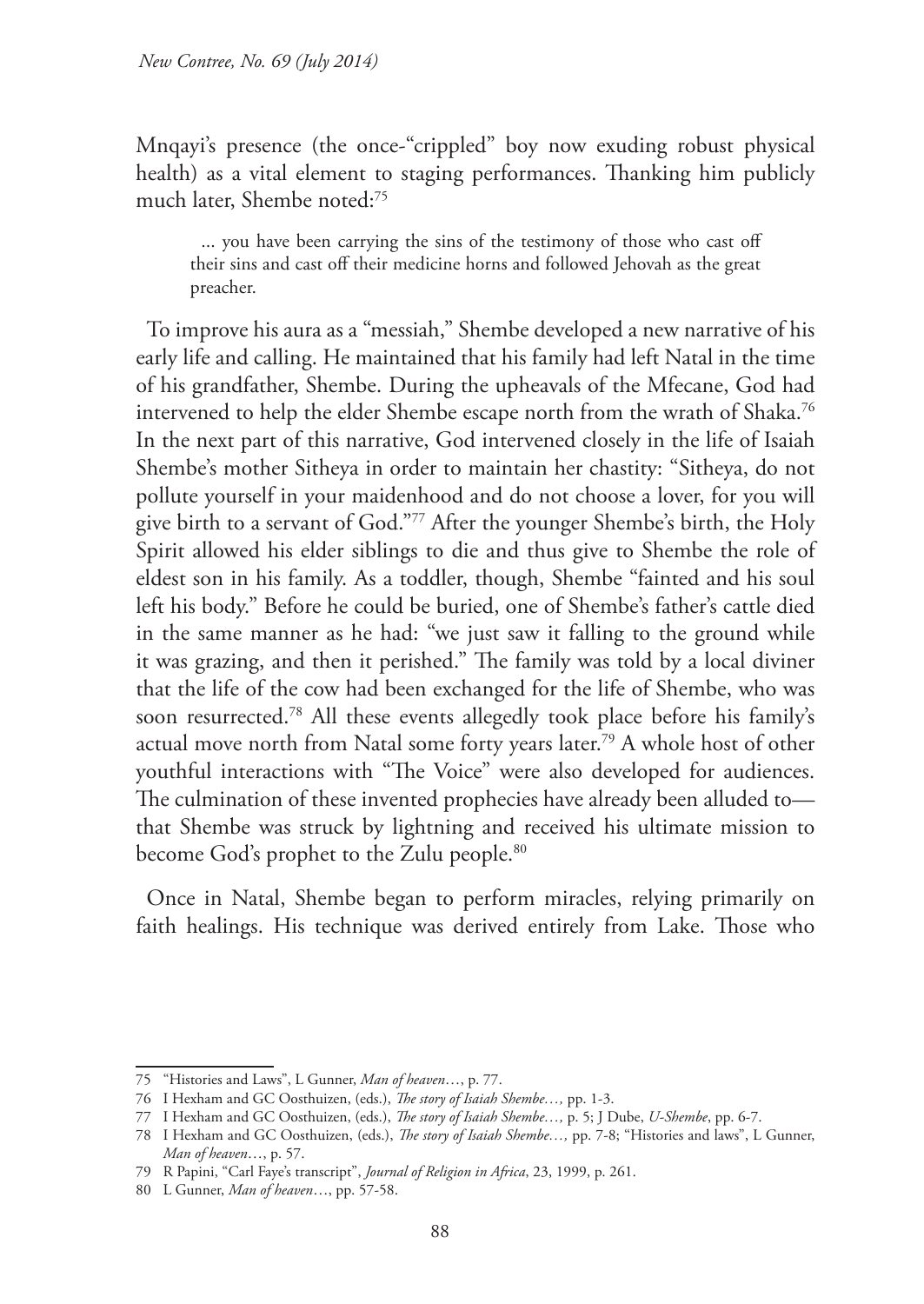Mnqayi's presence (the once-"crippled" boy now exuding robust physical health) as a vital element to staging performances. Thanking him publicly much later, Shembe noted:[75]

> ... you have been carrying the sins of the testimony of those who cast off their sins and cast off their medicine horns and followed Jehovah as the great preacher.

To improve his aura as a "messiah," Shembe developed a new narrative of his early life and calling. He maintained that his family had left Natal in the time of his grandfather, Shembe. During the upheavals of the Mfecane, God had intervened to help the elder Shembe escape north from the wrath of Shaka.[76] In the next part of this narrative, God intervened closely in the life of Isaiah Shembe's mother Sitheya in order to maintain her chastity: "Sitheya, do not pollute yourself in your maidenhood and do not choose a lover, for you will give birth to a servant of God."[77] After the younger Shembe's birth, the Holy Spirit allowed his elder siblings to die and thus give to Shembe the role of eldest son in his family. As a toddler, though, Shembe "fainted and his soul left his body." Before he could be buried, one of Shembe's father's cattle died in the same manner as he had: "we just saw it falling to the ground while it was grazing, and then it perished." The family was told by a local diviner that the life of the cow had been exchanged for the life of Shembe, who was soon resurrected.[78] All these events allegedly took place before his family's actual move north from Natal some forty years later.[79] A whole host of other youthful interactions with "The Voice" were also developed for audiences. The culmination of these invented prophecies have already been alluded to—that Shembe was struck by lightning and received his ultimate mission to become God's prophet to the Zulu people.[80]

Once in Natal, Shembe began to perform miracles, relying primarily on faith healings. His technique was derived entirely from Lake. Those who

---

75 "Histories and Laws", L Gunner, *Man of heaven*..., p. 77.

76 I Hexham and GC Oosthuizen, (eds.), *The story of Isaiah Shembe...,* pp. 1-3.

77 I Hexham and GC Oosthuizen, (eds.), *The story of Isaiah Shembe...,* p. 5; J Dube, *U-Shembe*, pp. 6-7.

78 I Hexham and GC Oosthuizen, (eds.), *The story of Isaiah Shembe...,* pp. 7-8; "Histories and laws", L Gunner, *Man of heaven*..., p. 57.

79 R Papini, "Carl Faye's transcript", *Journal of Religion in Africa*, 23, 1999, p. 261.

80 L Gunner, *Man of heaven*..., pp. 57-58.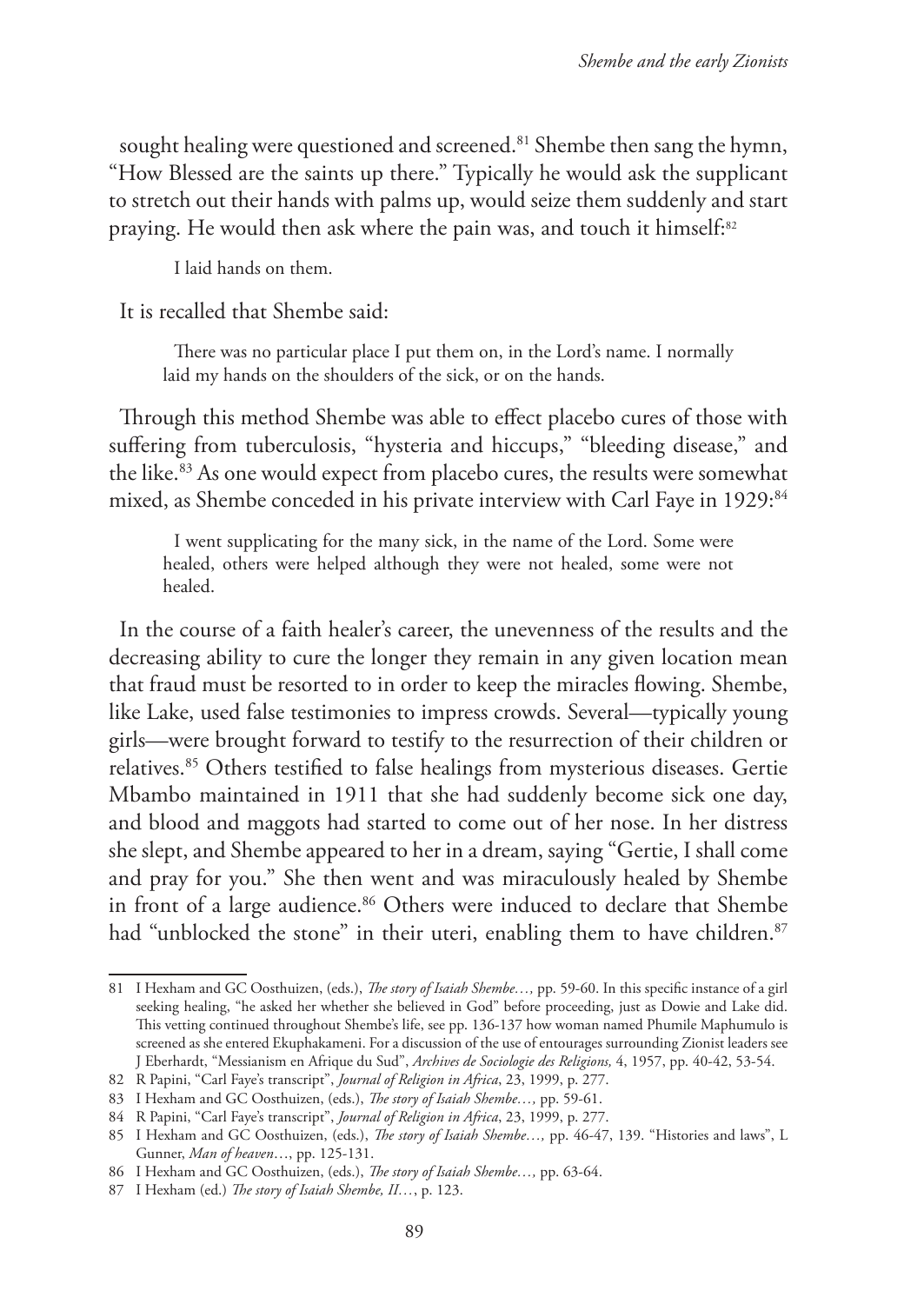sought healing were questioned and screened.[81] Shembe then sang the hymn, "How Blessed are the saints up there." Typically he would ask the supplicant to stretch out their hands with palms up, would seize them suddenly and start praying. He would then ask where the pain was, and touch it himself:[82]

> I laid hands on them.

It is recalled that Shembe said:

> There was no particular place I put them on, in the Lord's name. I normally laid my hands on the shoulders of the sick, or on the hands.

Through this method Shembe was able to effect placebo cures of those with suffering from tuberculosis, "hysteria and hiccups," "bleeding disease," and the like.[83] As one would expect from placebo cures, the results were somewhat mixed, as Shembe conceded in his private interview with Carl Faye in 1929:[84]

> I went supplicating for the many sick, in the name of the Lord. Some were healed, others were helped although they were not healed, some were not healed.

In the course of a faith healer's career, the unevenness of the results and the decreasing ability to cure the longer they remain in any given location mean that fraud must be resorted to in order to keep the miracles flowing. Shembe, like Lake, used false testimonies to impress crowds. Several—typically young girls—were brought forward to testify to the resurrection of their children or relatives.[85] Others testified to false healings from mysterious diseases. Gertie Mbambo maintained in 1911 that she had suddenly become sick one day, and blood and maggots had started to come out of her nose. In her distress she slept, and Shembe appeared to her in a dream, saying "Gertie, I shall come and pray for you." She then went and was miraculously healed by Shembe in front of a large audience.[86] Others were induced to declare that Shembe had "unblocked the stone" in their uteri, enabling them to have children.[87]

---

81 I Hexham and GC Oosthuizen, (eds.), *The story of Isaiah Shembe…,* pp. 59-60. In this specific instance of a girl seeking healing, "he asked her whether she believed in God" before proceeding, just as Dowie and Lake did. This vetting continued throughout Shembe's life, see pp. 136-137 how woman named Phumile Maphumulo is screened as she entered Ekuphakameni. For a discussion of the use of entourages surrounding Zionist leaders see J Eberhardt, "Messianism en Afrique du Sud", *Archives de Sociologie des Religions,* 4, 1957, pp. 40-42, 53-54.

82 R Papini, "Carl Faye's transcript", *Journal of Religion in Africa*, 23, 1999, p. 277.

83 I Hexham and GC Oosthuizen, (eds.), *The story of Isaiah Shembe…,* pp. 59-61.

84 R Papini, "Carl Faye's transcript", *Journal of Religion in Africa*, 23, 1999, p. 277.

85 I Hexham and GC Oosthuizen, (eds.), *The story of Isaiah Shembe…,* pp. 46-47, 139. "Histories and laws", L Gunner, *Man of heaven*…, pp. 125-131.

86 I Hexham and GC Oosthuizen, (eds.), *The story of Isaiah Shembe…,* pp. 63-64.

87 I Hexham (ed.) *The story of Isaiah Shembe, II…*, p. 123.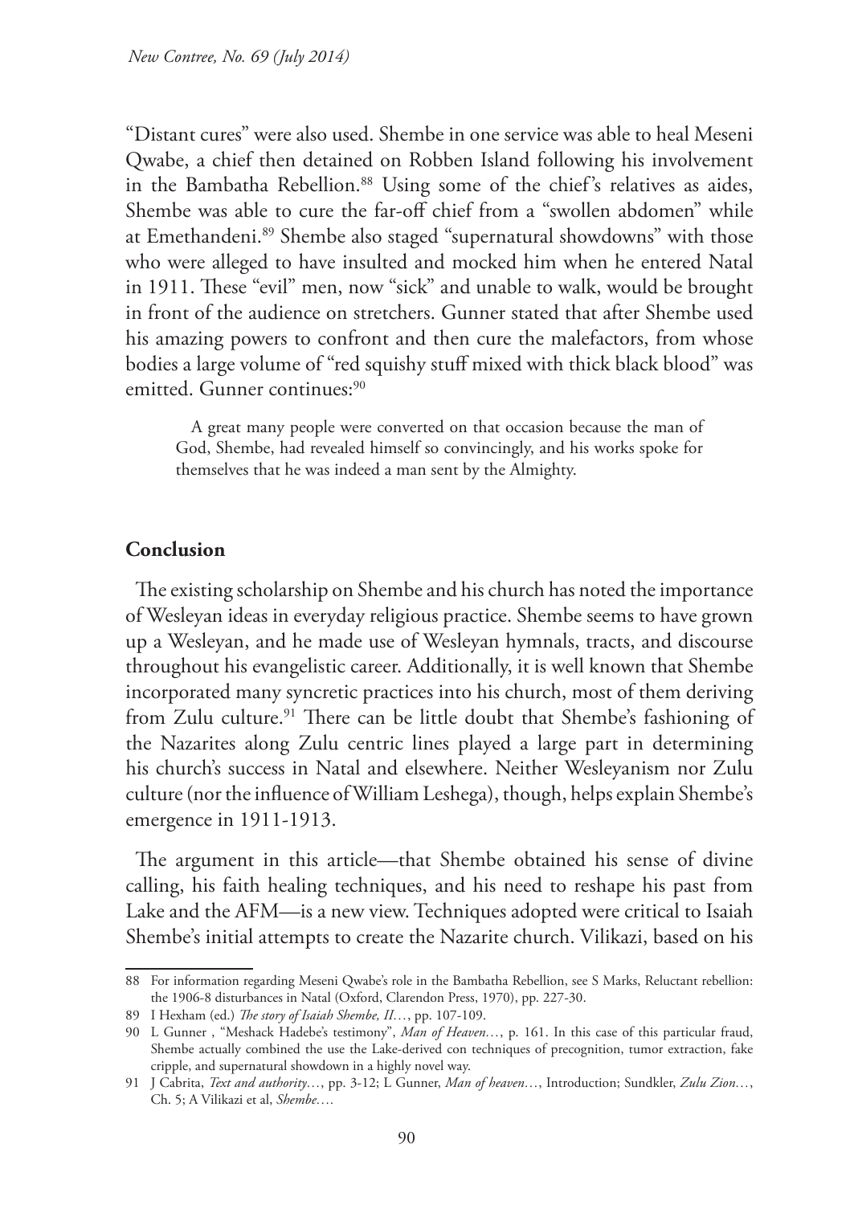"Distant cures" were also used. Shembe in one service was able to heal Meseni Qwabe, a chief then detained on Robben Island following his involvement in the Bambatha Rebellion.[88] Using some of the chief's relatives as aides, Shembe was able to cure the far-off chief from a "swollen abdomen" while at Emethandeni.[89] Shembe also staged "supernatural showdowns" with those who were alleged to have insulted and mocked him when he entered Natal in 1911. These "evil" men, now "sick" and unable to walk, would be brought in front of the audience on stretchers. Gunner stated that after Shembe used his amazing powers to confront and then cure the malefactors, from whose bodies a large volume of "red squishy stuff mixed with thick black blood" was emitted. Gunner continues:[90]

> A great many people were converted on that occasion because the man of God, Shembe, had revealed himself so convincingly, and his works spoke for themselves that he was indeed a man sent by the Almighty.

## Conclusion

The existing scholarship on Shembe and his church has noted the importance of Wesleyan ideas in everyday religious practice. Shembe seems to have grown up a Wesleyan, and he made use of Wesleyan hymnals, tracts, and discourse throughout his evangelistic career. Additionally, it is well known that Shembe incorporated many syncretic practices into his church, most of them deriving from Zulu culture.[91] There can be little doubt that Shembe's fashioning of the Nazarites along Zulu centric lines played a large part in determining his church's success in Natal and elsewhere. Neither Wesleyanism nor Zulu culture (nor the influence of William Leshega), though, helps explain Shembe's emergence in 1911-1913.

The argument in this article—that Shembe obtained his sense of divine calling, his faith healing techniques, and his need to reshape his past from Lake and the AFM—is a new view. Techniques adopted were critical to Isaiah Shembe's initial attempts to create the Nazarite church. Vilikazi, based on his

---

88 For information regarding Meseni Qwabe's role in the Bambatha Rebellion, see S Marks, Reluctant rebellion: the 1906-8 disturbances in Natal (Oxford, Clarendon Press, 1970), pp. 227-30.

89 I Hexham (ed.) *The story of Isaiah Shembe, II…*, pp. 107-109.

90 L Gunner , "Meshack Hadebe's testimony", *Man of Heaven…*, p. 161. In this case of this particular fraud, Shembe actually combined the use the Lake-derived con techniques of precognition, tumor extraction, fake cripple, and supernatural showdown in a highly novel way.

91 J Cabrita, *Text and authority…*, pp. 3-12; L Gunner, *Man of heaven…*, Introduction; Sundkler, *Zulu Zion…*, Ch. 5; A Vilikazi et al, *Shembe…*.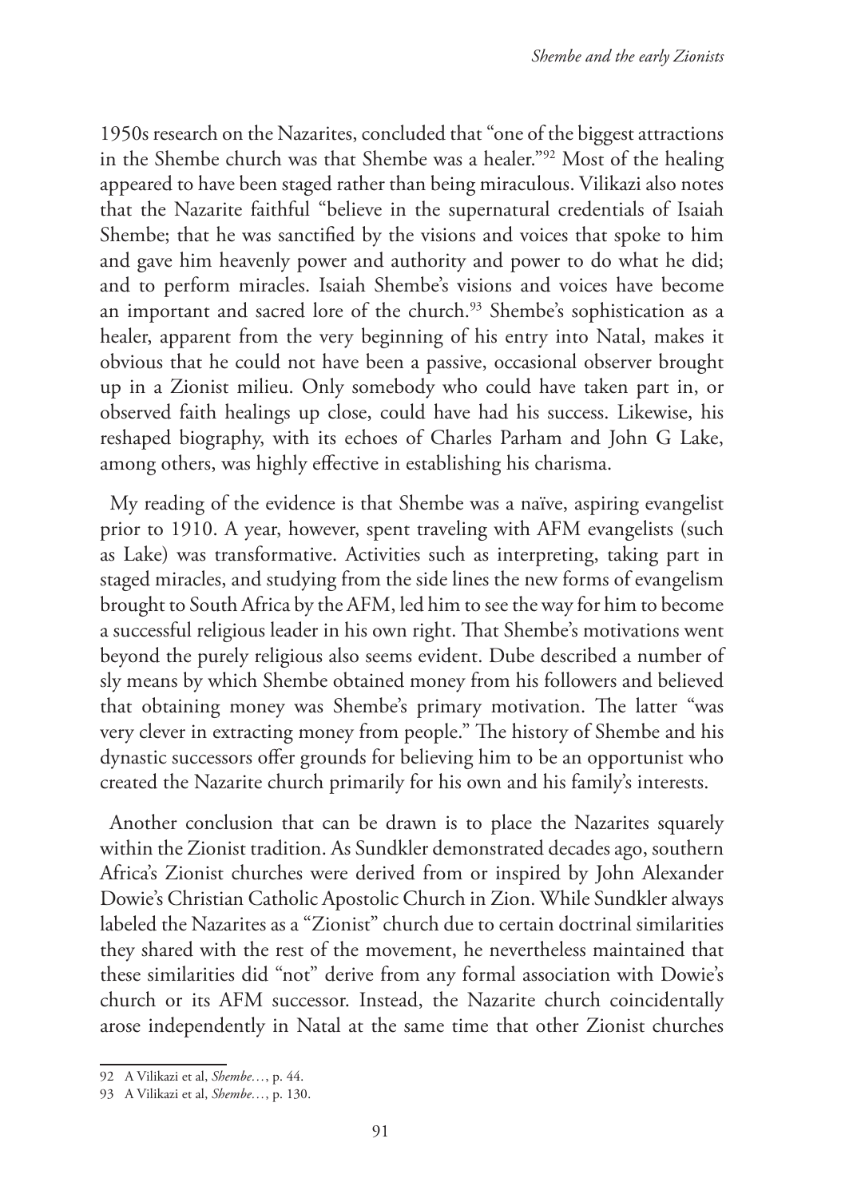1950s research on the Nazarites, concluded that "one of the biggest attractions in the Shembe church was that Shembe was a healer."[92] Most of the healing appeared to have been staged rather than being miraculous. Vilikazi also notes that the Nazarite faithful "believe in the supernatural credentials of Isaiah Shembe; that he was sanctified by the visions and voices that spoke to him and gave him heavenly power and authority and power to do what he did; and to perform miracles. Isaiah Shembe's visions and voices have become an important and sacred lore of the church.[93] Shembe's sophistication as a healer, apparent from the very beginning of his entry into Natal, makes it obvious that he could not have been a passive, occasional observer brought up in a Zionist milieu. Only somebody who could have taken part in, or observed faith healings up close, could have had his success. Likewise, his reshaped biography, with its echoes of Charles Parham and John G Lake, among others, was highly effective in establishing his charisma.

My reading of the evidence is that Shembe was a naïve, aspiring evangelist prior to 1910. A year, however, spent traveling with AFM evangelists (such as Lake) was transformative. Activities such as interpreting, taking part in staged miracles, and studying from the side lines the new forms of evangelism brought to South Africa by the AFM, led him to see the way for him to become a successful religious leader in his own right. That Shembe's motivations went beyond the purely religious also seems evident. Dube described a number of sly means by which Shembe obtained money from his followers and believed that obtaining money was Shembe's primary motivation. The latter "was very clever in extracting money from people." The history of Shembe and his dynastic successors offer grounds for believing him to be an opportunist who created the Nazarite church primarily for his own and his family's interests.

Another conclusion that can be drawn is to place the Nazarites squarely within the Zionist tradition. As Sundkler demonstrated decades ago, southern Africa's Zionist churches were derived from or inspired by John Alexander Dowie's Christian Catholic Apostolic Church in Zion. While Sundkler always labeled the Nazarites as a "Zionist" church due to certain doctrinal similarities they shared with the rest of the movement, he nevertheless maintained that these similarities did "not" derive from any formal association with Dowie's church or its AFM successor. Instead, the Nazarite church coincidentally arose independently in Natal at the same time that other Zionist churches

---

92 A Vilikazi et al, *Shembe…*, p. 44.

93 A Vilikazi et al, *Shembe…*, p. 130.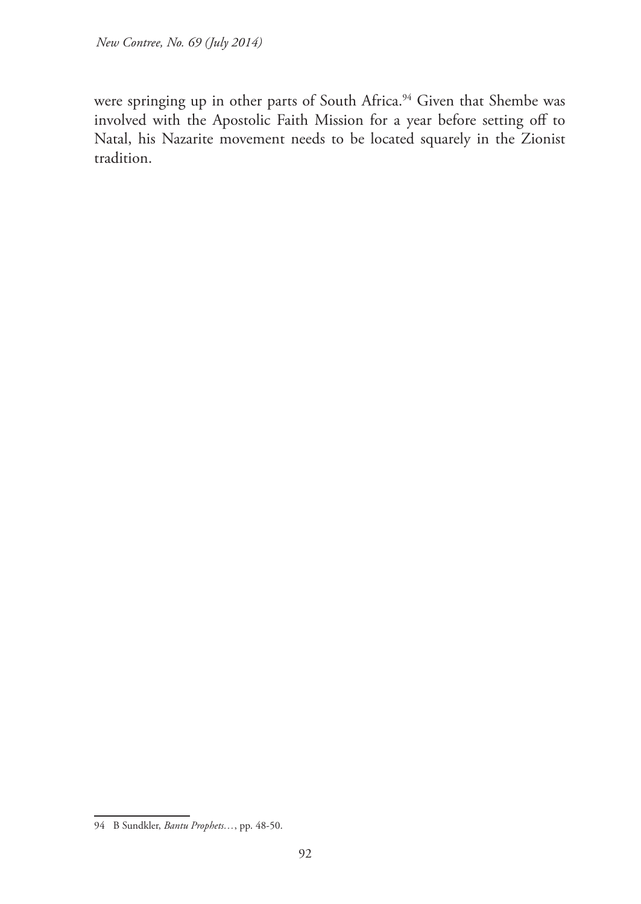were springing up in other parts of South Africa.[94] Given that Shembe was involved with the Apostolic Faith Mission for a year before setting off to Natal, his Nazarite movement needs to be located squarely in the Zionist tradition.

---

94 B Sundkler, *Bantu Prophets…*, pp. 48-50.